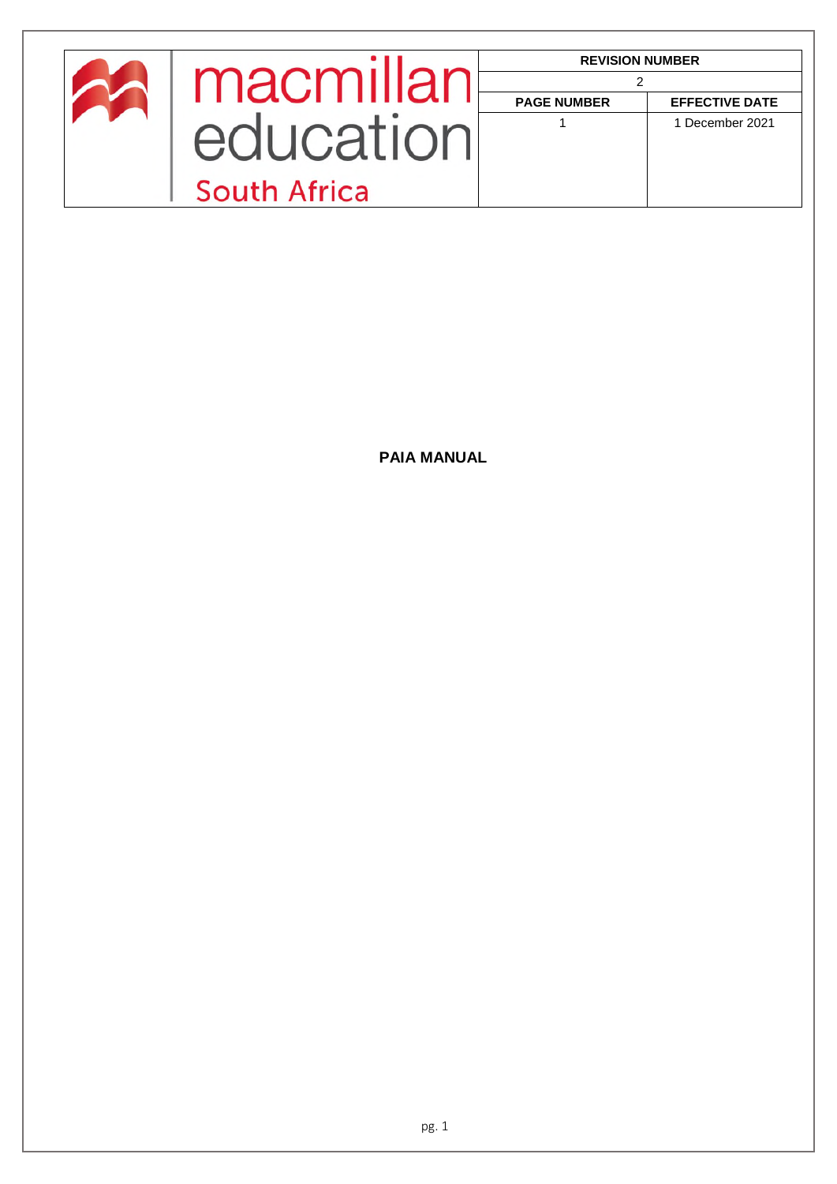| macmillan education South Africa | REVISION NUMBER | |
|---|---|---|
| | 2 | |
| | PAGE NUMBER | EFFECTIVE DATE |
| | 1 | 1 December 2021 |

**PAIA MANUAL**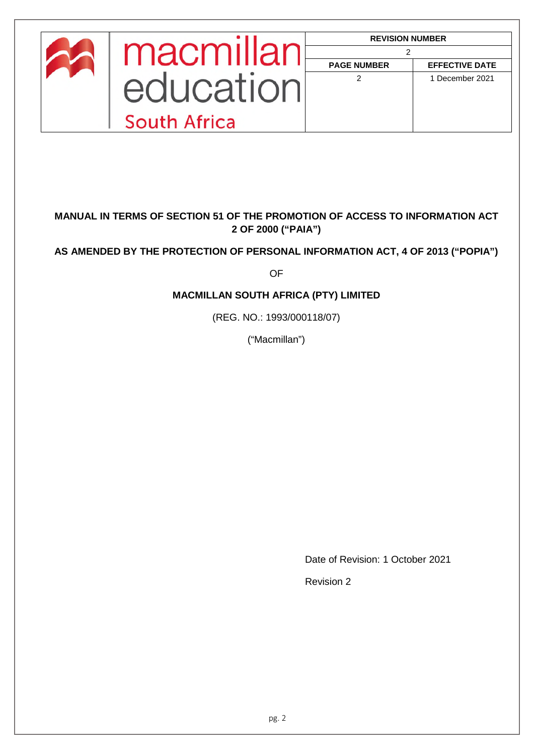| REVISION NUMBER | |
|---|---|
| 2 | |
| PAGE NUMBER | EFFECTIVE DATE |
| 2 | 1 December 2021 |

**MANUAL IN TERMS OF SECTION 51 OF THE PROMOTION OF ACCESS TO INFORMATION ACT 2 OF 2000 ("PAIA")**

**AS AMENDED BY THE PROTECTION OF PERSONAL INFORMATION ACT, 4 OF 2013 ("POPIA")**

OF

**MACMILLAN SOUTH AFRICA (PTY) LIMITED**

(REG. NO.: 1993/000118/07)

("Macmillan")

Date of Revision: 1 October 2021

Revision 2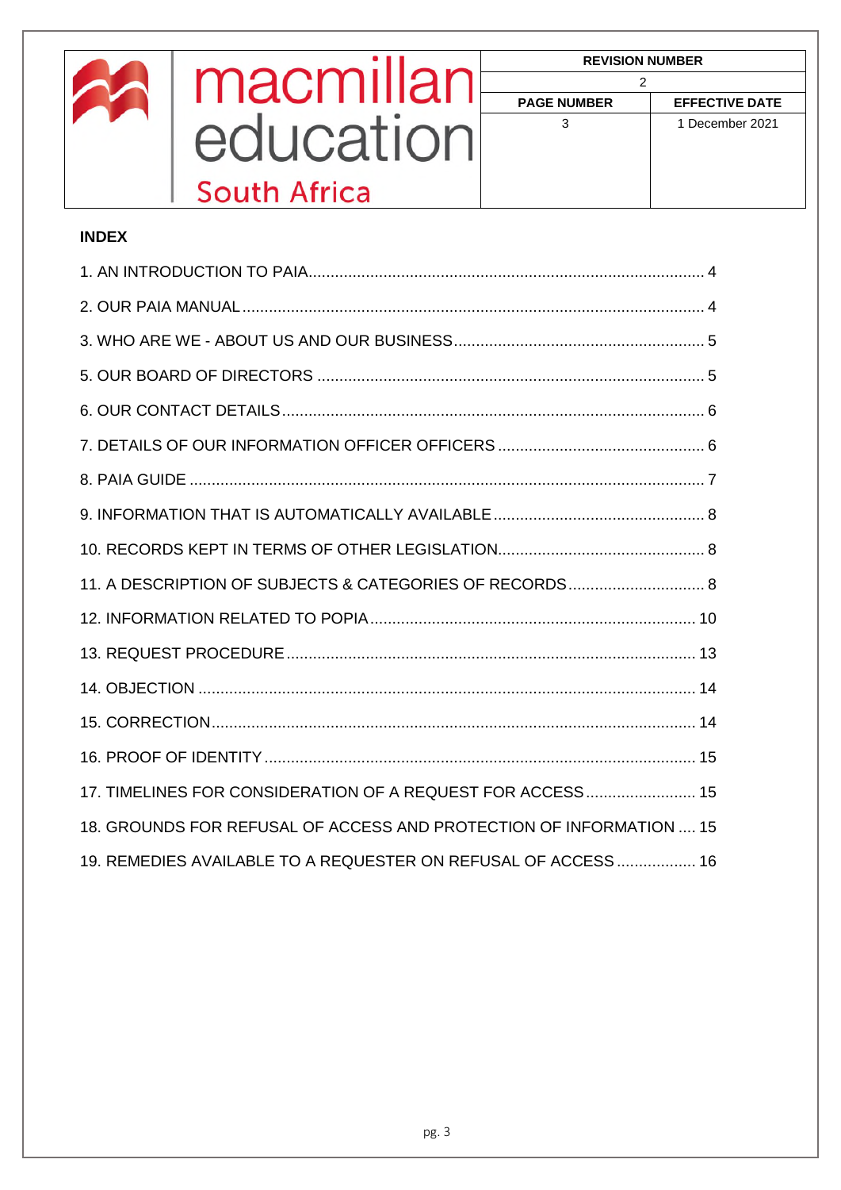## INDEX

1. AN INTRODUCTION TO PAIA ........................................................................................ 4
2. OUR PAIA MANUAL ........................................................................................................ 4
3. WHO ARE WE - ABOUT US AND OUR BUSINESS ........................................................ 5
5. OUR BOARD OF DIRECTORS ........................................................................................ 5
6. OUR CONTACT DETAILS ................................................................................................ 6
7. DETAILS OF OUR INFORMATION OFFICER OFFICERS .............................................. 6
8. PAIA GUIDE ...................................................................................................................... 7
9. INFORMATION THAT IS AUTOMATICALLY AVAILABLE ............................................... 8
10. RECORDS KEPT IN TERMS OF OTHER LEGISLATION ............................................... 8
11. A DESCRIPTION OF SUBJECTS & CATEGORIES OF RECORDS ............................... 8
12. INFORMATION RELATED TO POPIA .......................................................................... 10
13. REQUEST PROCEDURE .............................................................................................. 13
14. OBJECTION ................................................................................................................... 14
15. CORRECTION ............................................................................................................... 14
16. PROOF OF IDENTITY .................................................................................................... 15
17. TIMELINES FOR CONSIDERATION OF A REQUEST FOR ACCESS ......................... 15
18. GROUNDS FOR REFUSAL OF ACCESS AND PROTECTION OF INFORMATION .... 15
19. REMEDIES AVAILABLE TO A REQUESTER ON REFUSAL OF ACCESS .................. 16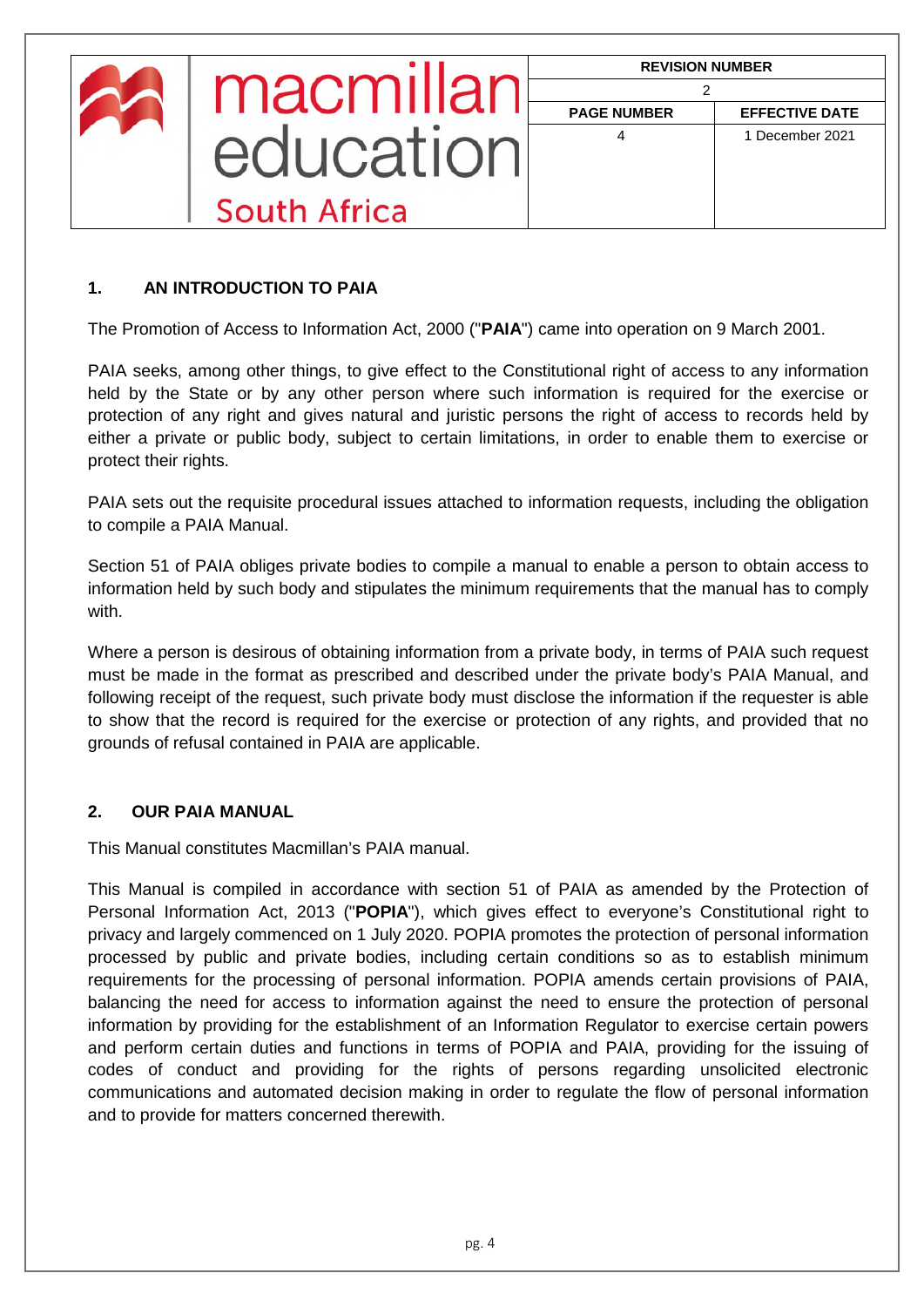## 1. AN INTRODUCTION TO PAIA

The Promotion of Access to Information Act, 2000 ("**PAIA**") came into operation on 9 March 2001.

PAIA seeks, among other things, to give effect to the Constitutional right of access to any information held by the State or by any other person where such information is required for the exercise or protection of any right and gives natural and juristic persons the right of access to records held by either a private or public body, subject to certain limitations, in order to enable them to exercise or protect their rights.

PAIA sets out the requisite procedural issues attached to information requests, including the obligation to compile a PAIA Manual.

Section 51 of PAIA obliges private bodies to compile a manual to enable a person to obtain access to information held by such body and stipulates the minimum requirements that the manual has to comply with.

Where a person is desirous of obtaining information from a private body, in terms of PAIA such request must be made in the format as prescribed and described under the private body's PAIA Manual, and following receipt of the request, such private body must disclose the information if the requester is able to show that the record is required for the exercise or protection of any rights, and provided that no grounds of refusal contained in PAIA are applicable.

## 2. OUR PAIA MANUAL

This Manual constitutes Macmillan's PAIA manual.

This Manual is compiled in accordance with section 51 of PAIA as amended by the Protection of Personal Information Act, 2013 ("**POPIA**"), which gives effect to everyone's Constitutional right to privacy and largely commenced on 1 July 2020. POPIA promotes the protection of personal information processed by public and private bodies, including certain conditions so as to establish minimum requirements for the processing of personal information. POPIA amends certain provisions of PAIA, balancing the need for access to information against the need to ensure the protection of personal information by providing for the establishment of an Information Regulator to exercise certain powers and perform certain duties and functions in terms of POPIA and PAIA, providing for the issuing of codes of conduct and providing for the rights of persons regarding unsolicited electronic communications and automated decision making in order to regulate the flow of personal information and to provide for matters concerned therewith.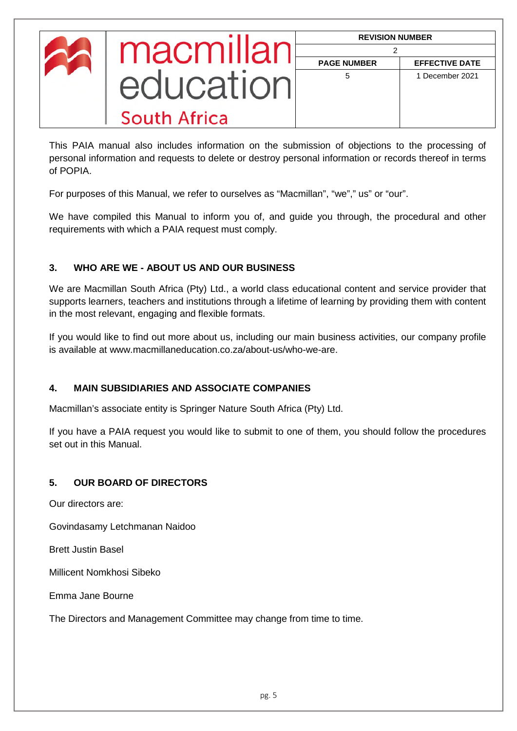This PAIA manual also includes information on the submission of objections to the processing of personal information and requests to delete or destroy personal information or records thereof in terms of POPIA.

For purposes of this Manual, we refer to ourselves as "Macmillan", "we"," us" or "our".

We have compiled this Manual to inform you of, and guide you through, the procedural and other requirements with which a PAIA request must comply.

## 3. WHO ARE WE - ABOUT US AND OUR BUSINESS

We are Macmillan South Africa (Pty) Ltd., a world class educational content and service provider that supports learners, teachers and institutions through a lifetime of learning by providing them with content in the most relevant, engaging and flexible formats.

If you would like to find out more about us, including our main business activities, our company profile is available at www.macmillaneducation.co.za/about-us/who-we-are.

## 4. MAIN SUBSIDIARIES AND ASSOCIATE COMPANIES

Macmillan's associate entity is Springer Nature South Africa (Pty) Ltd.

If you have a PAIA request you would like to submit to one of them, you should follow the procedures set out in this Manual.

## 5. OUR BOARD OF DIRECTORS

Our directors are:

Govindasamy Letchmanan Naidoo

Brett Justin Basel

Millicent Nomkhosi Sibeko

Emma Jane Bourne

The Directors and Management Committee may change from time to time.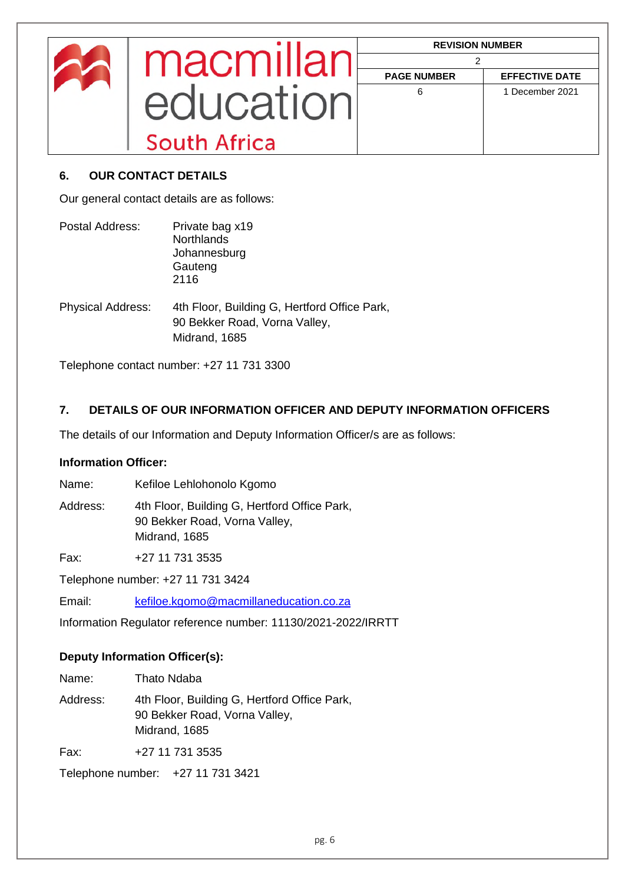## 6. OUR CONTACT DETAILS

Our general contact details are as follows:

Postal Address: Private bag x19
Northlands
Johannesburg
Gauteng
2116

Physical Address: 4th Floor, Building G, Hertford Office Park,
90 Bekker Road, Vorna Valley,
Midrand, 1685

Telephone contact number: +27 11 731 3300

## 7. DETAILS OF OUR INFORMATION OFFICER AND DEPUTY INFORMATION OFFICERS

The details of our Information and Deputy Information Officer/s are as follows:

**Information Officer:**

Name: Kefiloe Lehlohonolo Kgomo

Address: 4th Floor, Building G, Hertford Office Park,
90 Bekker Road, Vorna Valley,
Midrand, 1685

Fax: +27 11 731 3535

Telephone number: +27 11 731 3424

Email: kefiloe.kgomo@macmillaneducation.co.za

Information Regulator reference number: 11130/2021-2022/IRRTT

**Deputy Information Officer(s):**

Name: Thato Ndaba

Address: 4th Floor, Building G, Hertford Office Park,
90 Bekker Road, Vorna Valley,
Midrand, 1685

Fax: +27 11 731 3535

Telephone number: +27 11 731 3421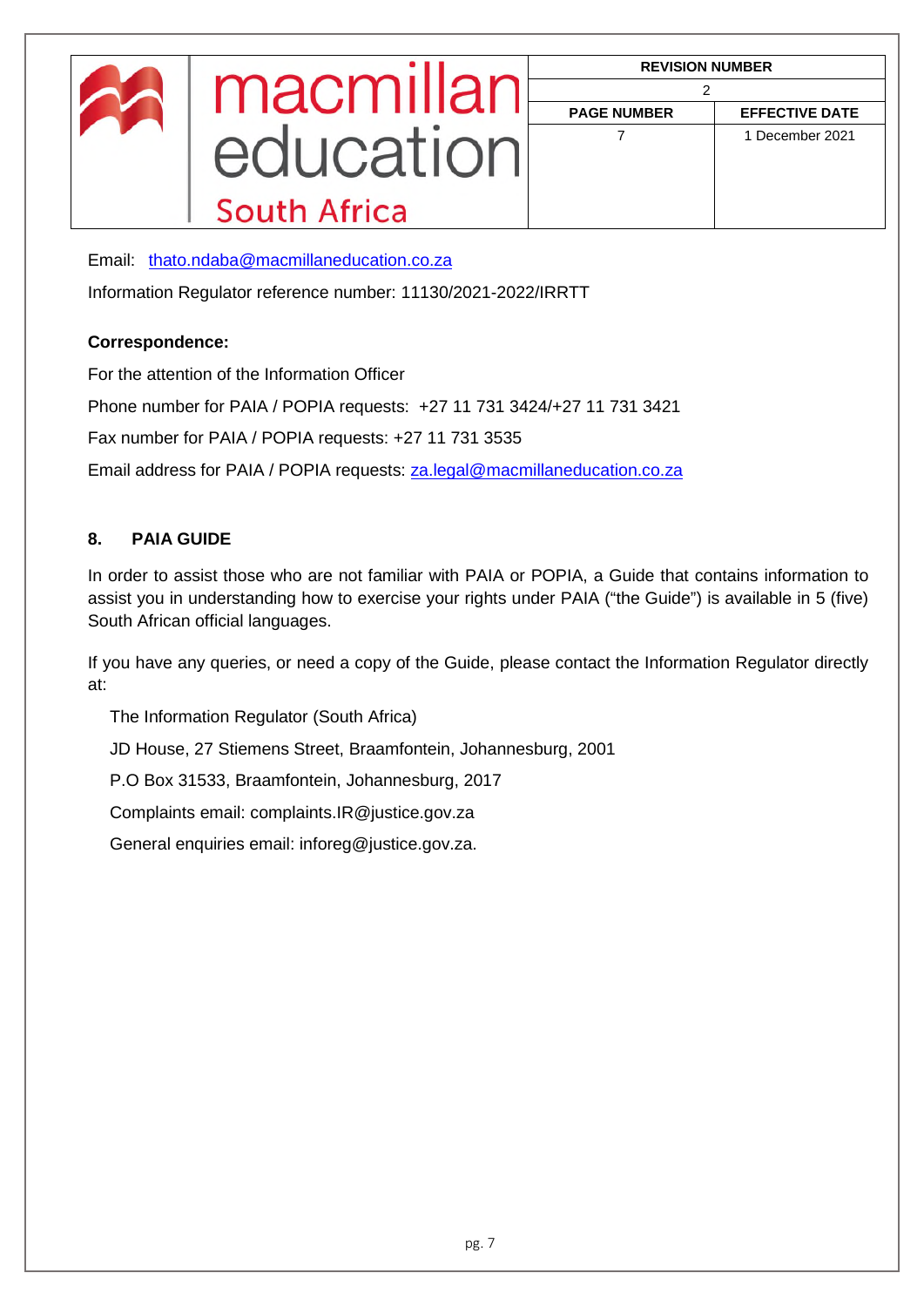Email: thato.ndaba@macmillaneducation.co.za

Information Regulator reference number: 11130/2021-2022/IRRTT

**Correspondence:**

For the attention of the Information Officer

Phone number for PAIA / POPIA requests: +27 11 731 3424/+27 11 731 3421

Fax number for PAIA / POPIA requests: +27 11 731 3535

Email address for PAIA / POPIA requests: za.legal@macmillaneducation.co.za

## 8. PAIA GUIDE

In order to assist those who are not familiar with PAIA or POPIA, a Guide that contains information to assist you in understanding how to exercise your rights under PAIA ("the Guide") is available in 5 (five) South African official languages.

If you have any queries, or need a copy of the Guide, please contact the Information Regulator directly at:

The Information Regulator (South Africa)

JD House, 27 Stiemens Street, Braamfontein, Johannesburg, 2001

P.O Box 31533, Braamfontein, Johannesburg, 2017

Complaints email: complaints.IR@justice.gov.za

General enquiries email: inforeg@justice.gov.za.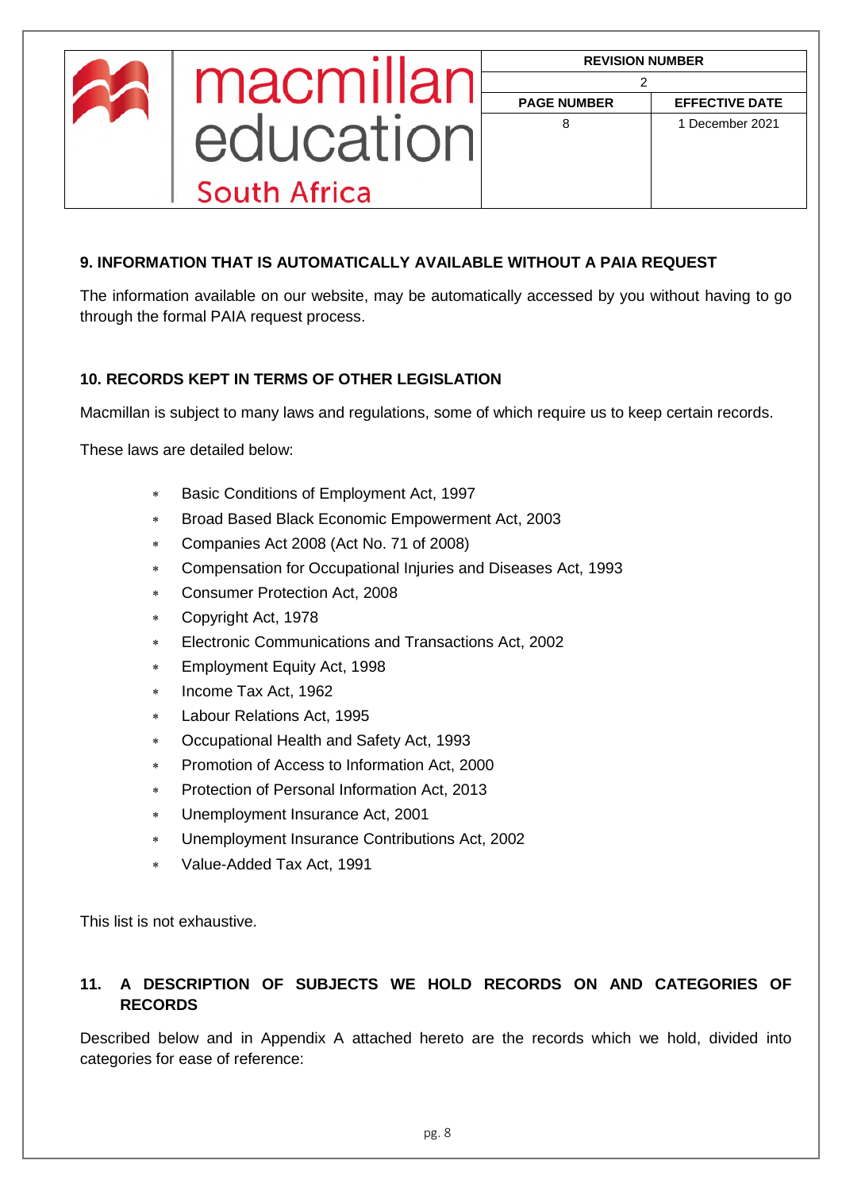## 9. INFORMATION THAT IS AUTOMATICALLY AVAILABLE WITHOUT A PAIA REQUEST

The information available on our website, may be automatically accessed by you without having to go through the formal PAIA request process.

## 10. RECORDS KEPT IN TERMS OF OTHER LEGISLATION

Macmillan is subject to many laws and regulations, some of which require us to keep certain records.

These laws are detailed below:

- Basic Conditions of Employment Act, 1997
- Broad Based Black Economic Empowerment Act, 2003
- Companies Act 2008 (Act No. 71 of 2008)
- Compensation for Occupational Injuries and Diseases Act, 1993
- Consumer Protection Act, 2008
- Copyright Act, 1978
- Electronic Communications and Transactions Act, 2002
- Employment Equity Act, 1998
- Income Tax Act, 1962
- Labour Relations Act, 1995
- Occupational Health and Safety Act, 1993
- Promotion of Access to Information Act, 2000
- Protection of Personal Information Act, 2013
- Unemployment Insurance Act, 2001
- Unemployment Insurance Contributions Act, 2002
- Value-Added Tax Act, 1991

This list is not exhaustive.

## 11. A DESCRIPTION OF SUBJECTS WE HOLD RECORDS ON AND CATEGORIES OF RECORDS

Described below and in Appendix A attached hereto are the records which we hold, divided into categories for ease of reference: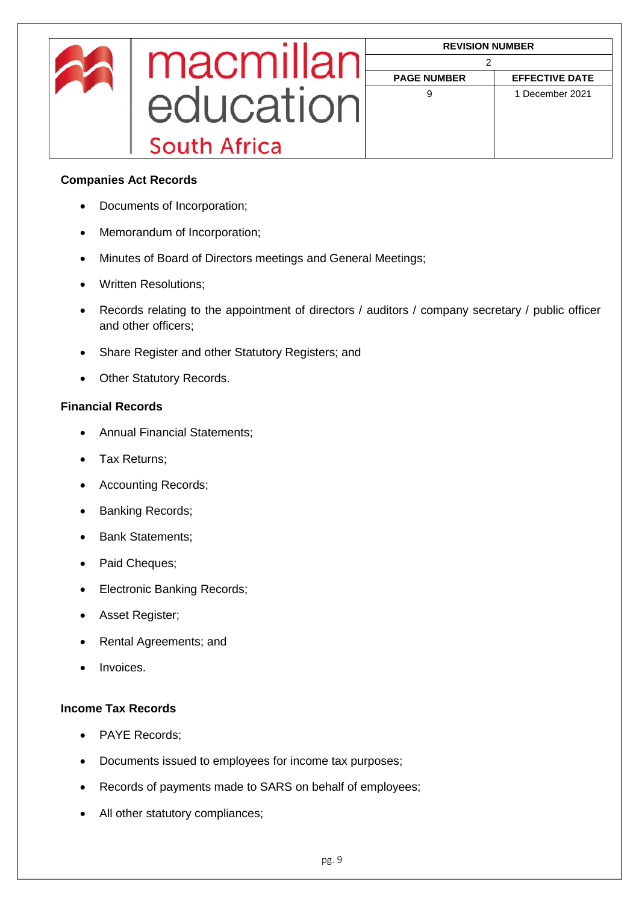**Companies Act Records**

- Documents of Incorporation;
- Memorandum of Incorporation;
- Minutes of Board of Directors meetings and General Meetings;
- Written Resolutions;
- Records relating to the appointment of directors / auditors / company secretary / public officer and other officers;
- Share Register and other Statutory Registers; and
- Other Statutory Records.

**Financial Records**

- Annual Financial Statements;
- Tax Returns;
- Accounting Records;
- Banking Records;
- Bank Statements;
- Paid Cheques;
- Electronic Banking Records;
- Asset Register;
- Rental Agreements; and
- Invoices.

**Income Tax Records**

- PAYE Records;
- Documents issued to employees for income tax purposes;
- Records of payments made to SARS on behalf of employees;
- All other statutory compliances;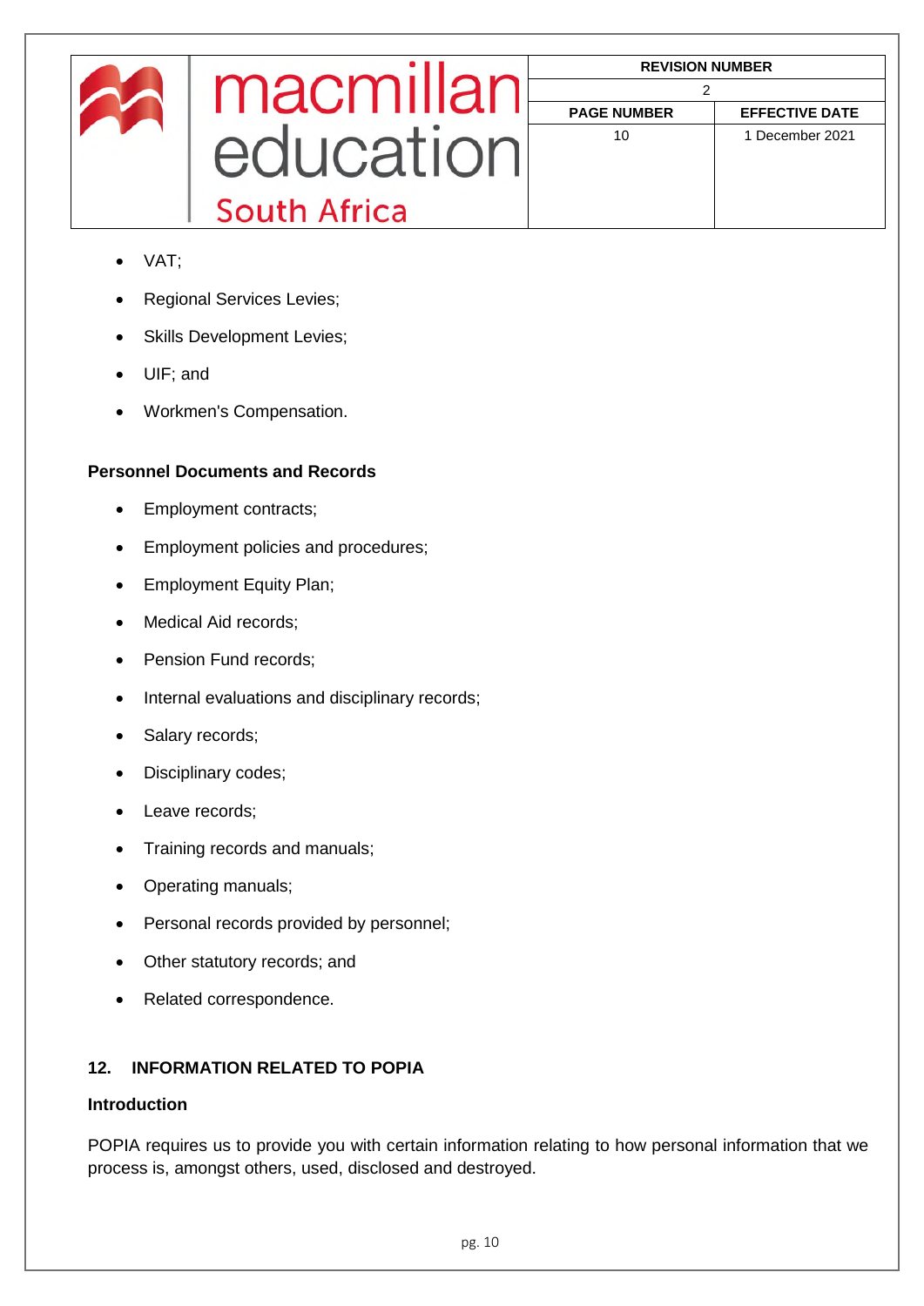- VAT;
- Regional Services Levies;
- Skills Development Levies;
- UIF; and
- Workmen's Compensation.

**Personnel Documents and Records**

- Employment contracts;
- Employment policies and procedures;
- Employment Equity Plan;
- Medical Aid records;
- Pension Fund records;
- Internal evaluations and disciplinary records;
- Salary records;
- Disciplinary codes;
- Leave records;
- Training records and manuals;
- Operating manuals;
- Personal records provided by personnel;
- Other statutory records; and
- Related correspondence.

## 12. INFORMATION RELATED TO POPIA

**Introduction**

POPIA requires us to provide you with certain information relating to how personal information that we process is, amongst others, used, disclosed and destroyed.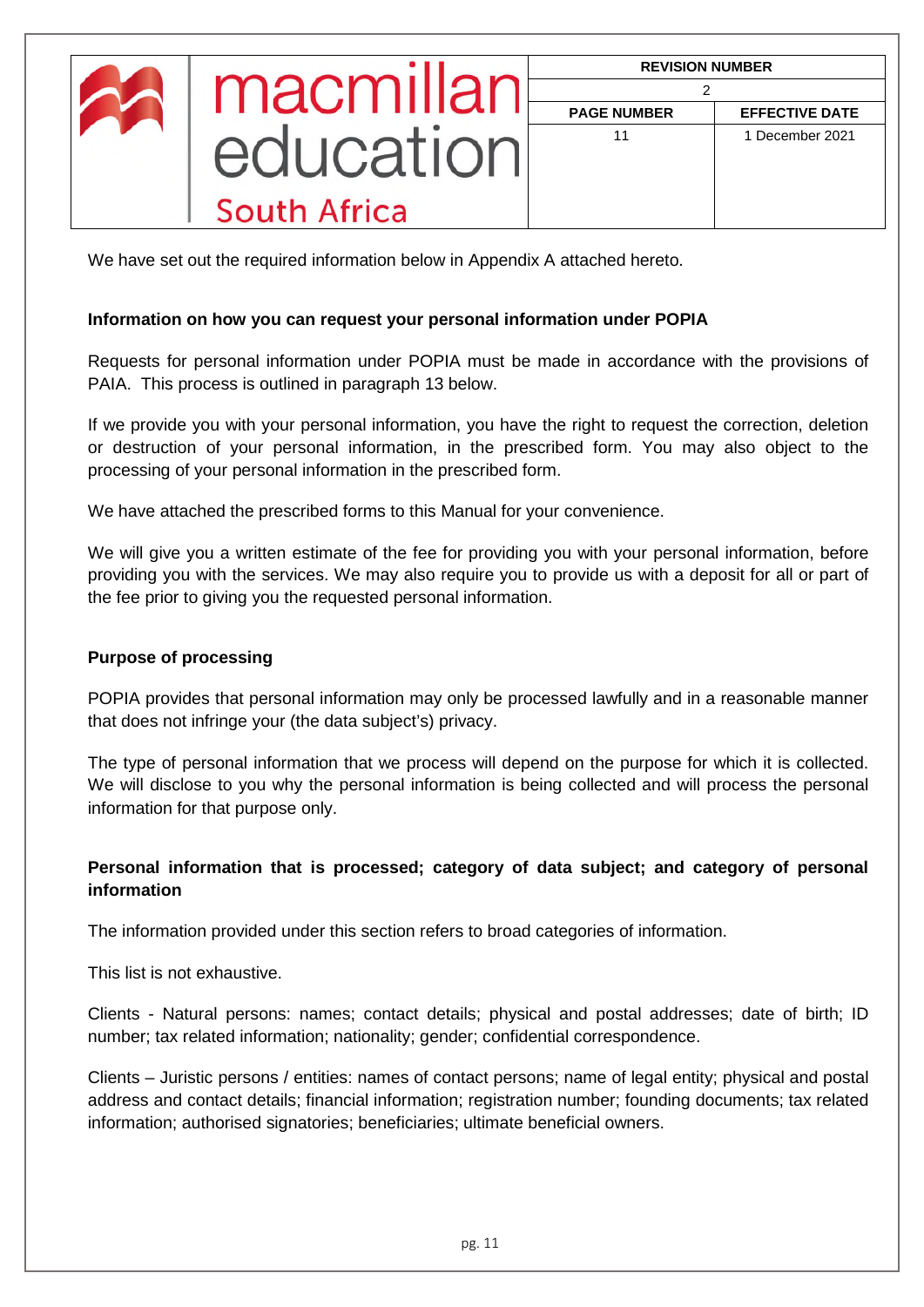We have set out the required information below in Appendix A attached hereto.

**Information on how you can request your personal information under POPIA**

Requests for personal information under POPIA must be made in accordance with the provisions of PAIA. This process is outlined in paragraph 13 below.

If we provide you with your personal information, you have the right to request the correction, deletion or destruction of your personal information, in the prescribed form. You may also object to the processing of your personal information in the prescribed form.

We have attached the prescribed forms to this Manual for your convenience.

We will give you a written estimate of the fee for providing you with your personal information, before providing you with the services. We may also require you to provide us with a deposit for all or part of the fee prior to giving you the requested personal information.

**Purpose of processing**

POPIA provides that personal information may only be processed lawfully and in a reasonable manner that does not infringe your (the data subject's) privacy.

The type of personal information that we process will depend on the purpose for which it is collected. We will disclose to you why the personal information is being collected and will process the personal information for that purpose only.

**Personal information that is processed; category of data subject; and category of personal information**

The information provided under this section refers to broad categories of information.

This list is not exhaustive.

Clients - Natural persons: names; contact details; physical and postal addresses; date of birth; ID number; tax related information; nationality; gender; confidential correspondence.

Clients – Juristic persons / entities: names of contact persons; name of legal entity; physical and postal address and contact details; financial information; registration number; founding documents; tax related information; authorised signatories; beneficiaries; ultimate beneficial owners.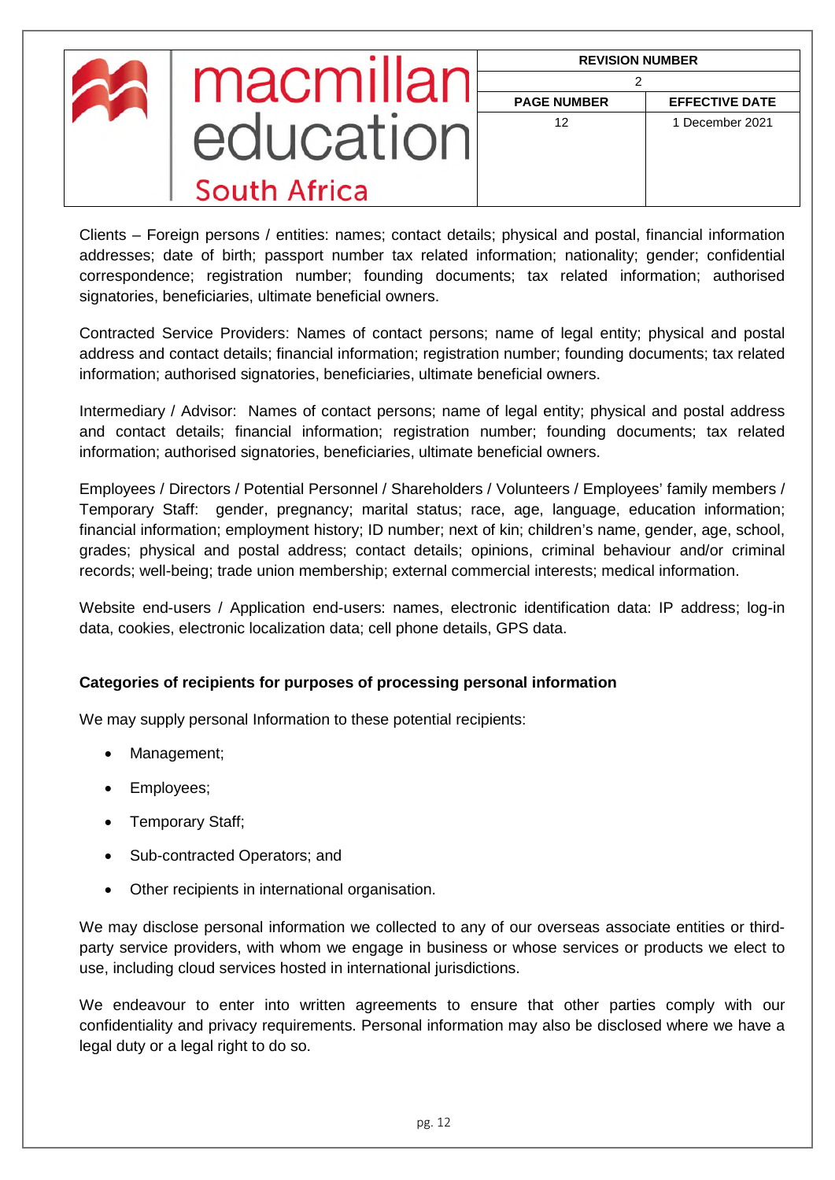Clients – Foreign persons / entities: names; contact details; physical and postal, financial information addresses; date of birth; passport number tax related information; nationality; gender; confidential correspondence; registration number; founding documents; tax related information; authorised signatories, beneficiaries, ultimate beneficial owners.

Contracted Service Providers: Names of contact persons; name of legal entity; physical and postal address and contact details; financial information; registration number; founding documents; tax related information; authorised signatories, beneficiaries, ultimate beneficial owners.

Intermediary / Advisor: Names of contact persons; name of legal entity; physical and postal address and contact details; financial information; registration number; founding documents; tax related information; authorised signatories, beneficiaries, ultimate beneficial owners.

Employees / Directors / Potential Personnel / Shareholders / Volunteers / Employees' family members / Temporary Staff: gender, pregnancy; marital status; race, age, language, education information; financial information; employment history; ID number; next of kin; children's name, gender, age, school, grades; physical and postal address; contact details; opinions, criminal behaviour and/or criminal records; well-being; trade union membership; external commercial interests; medical information.

Website end-users / Application end-users: names, electronic identification data: IP address; log-in data, cookies, electronic localization data; cell phone details, GPS data.

**Categories of recipients for purposes of processing personal information**

We may supply personal Information to these potential recipients:

- Management;
- Employees;
- Temporary Staff;
- Sub-contracted Operators; and
- Other recipients in international organisation.

We may disclose personal information we collected to any of our overseas associate entities or third-party service providers, with whom we engage in business or whose services or products we elect to use, including cloud services hosted in international jurisdictions.

We endeavour to enter into written agreements to ensure that other parties comply with our confidentiality and privacy requirements. Personal information may also be disclosed where we have a legal duty or a legal right to do so.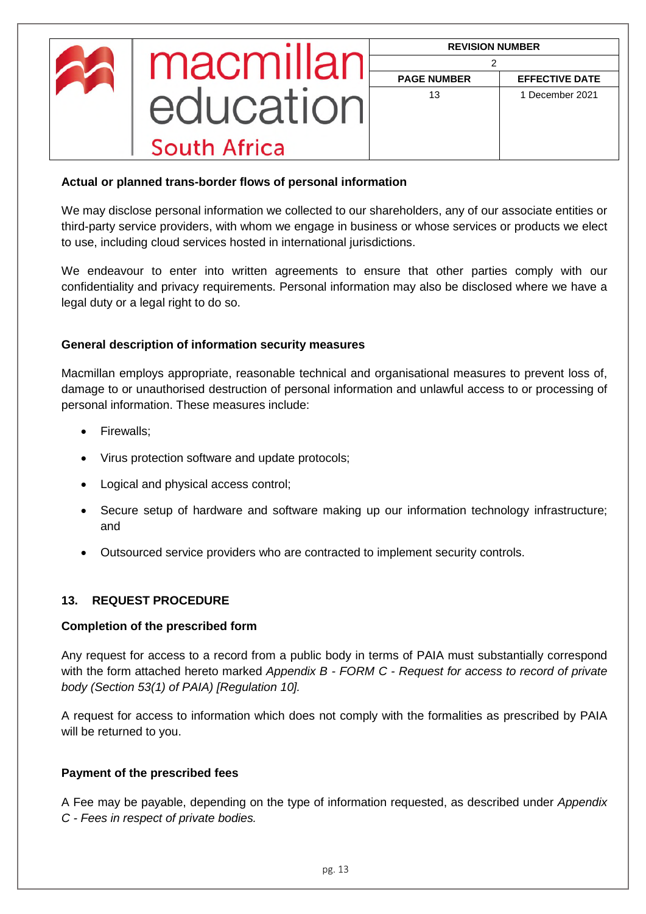**Actual or planned trans-border flows of personal information**

We may disclose personal information we collected to our shareholders, any of our associate entities or third-party service providers, with whom we engage in business or whose services or products we elect to use, including cloud services hosted in international jurisdictions.

We endeavour to enter into written agreements to ensure that other parties comply with our confidentiality and privacy requirements. Personal information may also be disclosed where we have a legal duty or a legal right to do so.

**General description of information security measures**

Macmillan employs appropriate, reasonable technical and organisational measures to prevent loss of, damage to or unauthorised destruction of personal information and unlawful access to or processing of personal information. These measures include:

- Firewalls;
- Virus protection software and update protocols;
- Logical and physical access control;
- Secure setup of hardware and software making up our information technology infrastructure; and
- Outsourced service providers who are contracted to implement security controls.

## 13. REQUEST PROCEDURE

**Completion of the prescribed form**

Any request for access to a record from a public body in terms of PAIA must substantially correspond with the form attached hereto marked *Appendix B - FORM C - Request for access to record of private body (Section 53(1) of PAIA) [Regulation 10].*

A request for access to information which does not comply with the formalities as prescribed by PAIA will be returned to you.

**Payment of the prescribed fees**

A Fee may be payable, depending on the type of information requested, as described under *Appendix C - Fees in respect of private bodies.*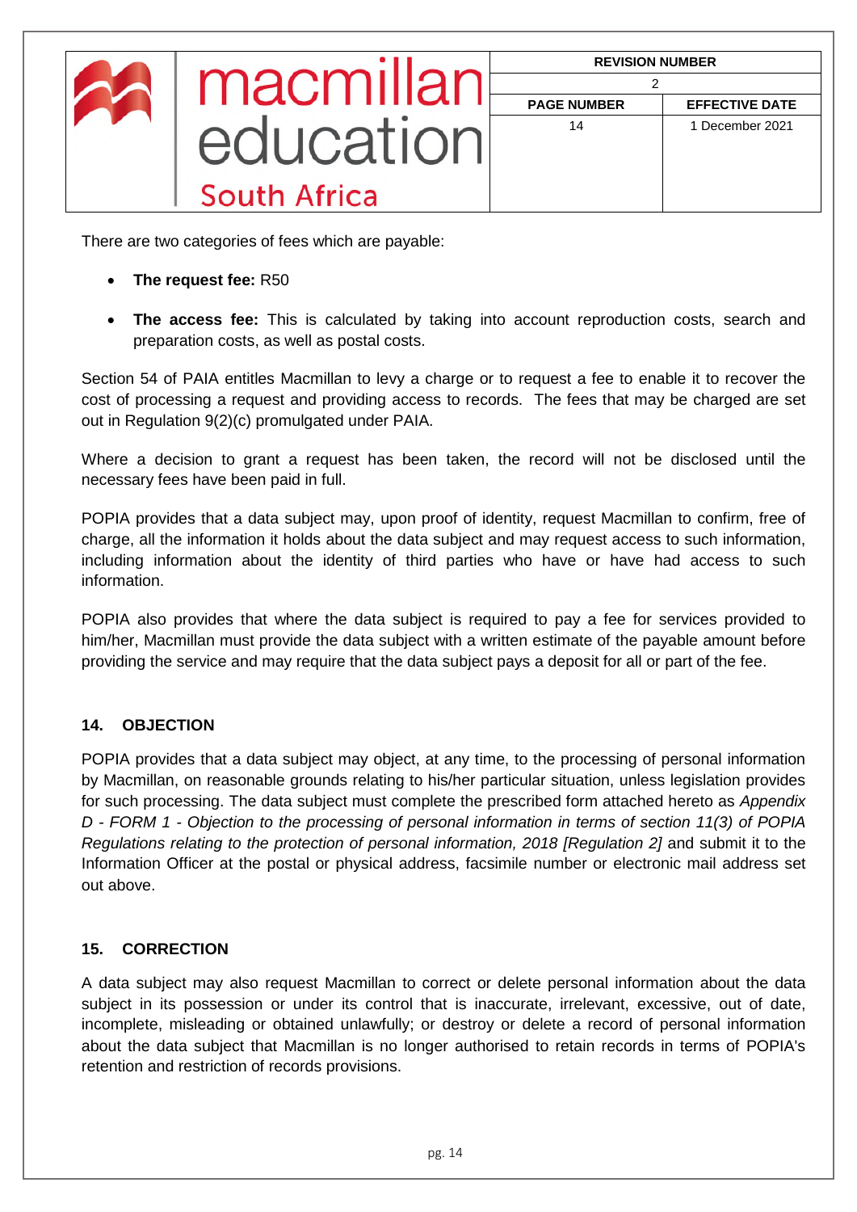There are two categories of fees which are payable:

- **The request fee:** R50
- **The access fee:** This is calculated by taking into account reproduction costs, search and preparation costs, as well as postal costs.

Section 54 of PAIA entitles Macmillan to levy a charge or to request a fee to enable it to recover the cost of processing a request and providing access to records. The fees that may be charged are set out in Regulation 9(2)(c) promulgated under PAIA.

Where a decision to grant a request has been taken, the record will not be disclosed until the necessary fees have been paid in full.

POPIA provides that a data subject may, upon proof of identity, request Macmillan to confirm, free of charge, all the information it holds about the data subject and may request access to such information, including information about the identity of third parties who have or have had access to such information.

POPIA also provides that where the data subject is required to pay a fee for services provided to him/her, Macmillan must provide the data subject with a written estimate of the payable amount before providing the service and may require that the data subject pays a deposit for all or part of the fee.

## 14. OBJECTION

POPIA provides that a data subject may object, at any time, to the processing of personal information by Macmillan, on reasonable grounds relating to his/her particular situation, unless legislation provides for such processing. The data subject must complete the prescribed form attached hereto as *Appendix D - FORM 1 - Objection to the processing of personal information in terms of section 11(3) of POPIA Regulations relating to the protection of personal information, 2018 [Regulation 2]* and submit it to the Information Officer at the postal or physical address, facsimile number or electronic mail address set out above.

## 15. CORRECTION

A data subject may also request Macmillan to correct or delete personal information about the data subject in its possession or under its control that is inaccurate, irrelevant, excessive, out of date, incomplete, misleading or obtained unlawfully; or destroy or delete a record of personal information about the data subject that Macmillan is no longer authorised to retain records in terms of POPIA's retention and restriction of records provisions.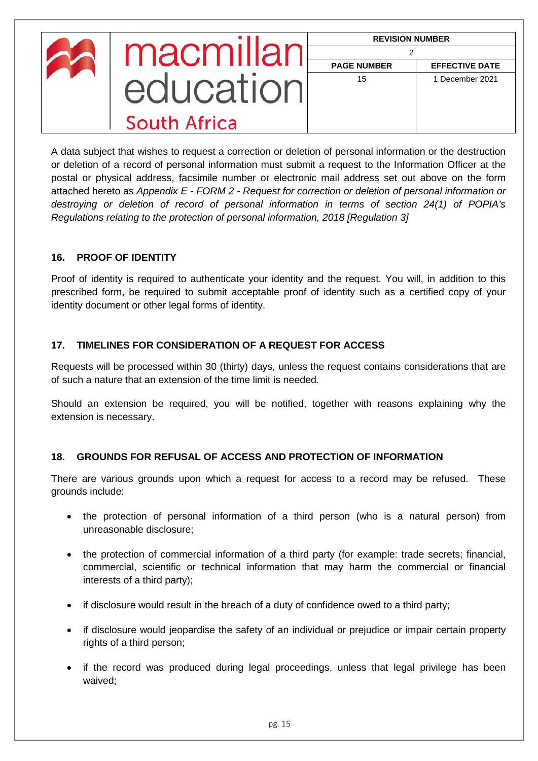A data subject that wishes to request a correction or deletion of personal information or the destruction or deletion of a record of personal information must submit a request to the Information Officer at the postal or physical address, facsimile number or electronic mail address set out above on the form attached hereto as *Appendix E - FORM 2 - Request for correction or deletion of personal information or destroying or deletion of record of personal information in terms of section 24(1) of POPIA's Regulations relating to the protection of personal information, 2018 [Regulation 3]*

## 16. PROOF OF IDENTITY

Proof of identity is required to authenticate your identity and the request. You will, in addition to this prescribed form, be required to submit acceptable proof of identity such as a certified copy of your identity document or other legal forms of identity.

## 17. TIMELINES FOR CONSIDERATION OF A REQUEST FOR ACCESS

Requests will be processed within 30 (thirty) days, unless the request contains considerations that are of such a nature that an extension of the time limit is needed.

Should an extension be required, you will be notified, together with reasons explaining why the extension is necessary.

## 18. GROUNDS FOR REFUSAL OF ACCESS AND PROTECTION OF INFORMATION

There are various grounds upon which a request for access to a record may be refused. These grounds include:

- the protection of personal information of a third person (who is a natural person) from unreasonable disclosure;
- the protection of commercial information of a third party (for example: trade secrets; financial, commercial, scientific or technical information that may harm the commercial or financial interests of a third party);
- if disclosure would result in the breach of a duty of confidence owed to a third party;
- if disclosure would jeopardise the safety of an individual or prejudice or impair certain property rights of a third person;
- if the record was produced during legal proceedings, unless that legal privilege has been waived;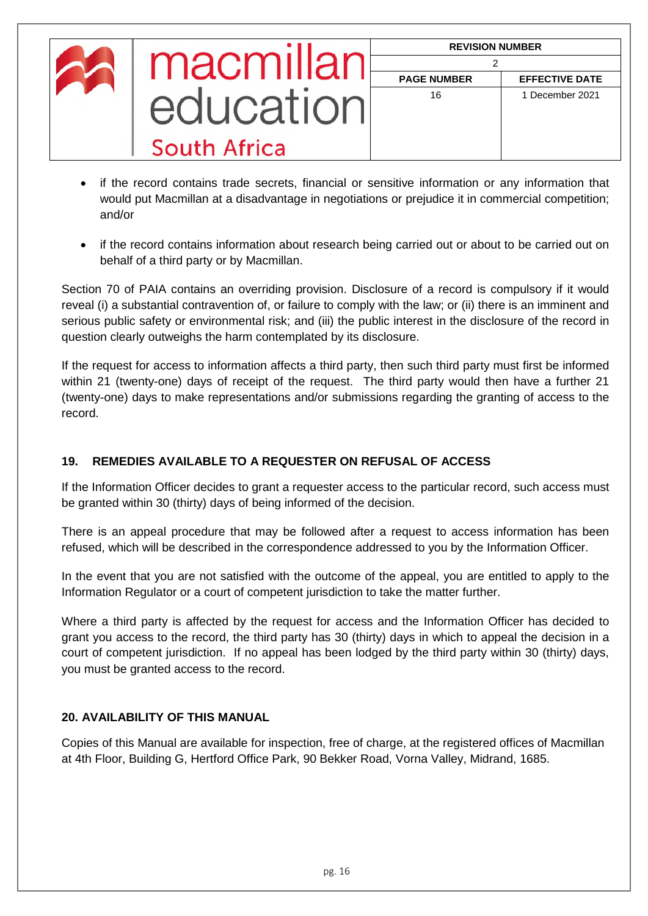- if the record contains trade secrets, financial or sensitive information or any information that would put Macmillan at a disadvantage in negotiations or prejudice it in commercial competition; and/or
- if the record contains information about research being carried out or about to be carried out on behalf of a third party or by Macmillan.

Section 70 of PAIA contains an overriding provision. Disclosure of a record is compulsory if it would reveal (i) a substantial contravention of, or failure to comply with the law; or (ii) there is an imminent and serious public safety or environmental risk; and (iii) the public interest in the disclosure of the record in question clearly outweighs the harm contemplated by its disclosure.

If the request for access to information affects a third party, then such third party must first be informed within 21 (twenty-one) days of receipt of the request. The third party would then have a further 21 (twenty-one) days to make representations and/or submissions regarding the granting of access to the record.

## 19. REMEDIES AVAILABLE TO A REQUESTER ON REFUSAL OF ACCESS

If the Information Officer decides to grant a requester access to the particular record, such access must be granted within 30 (thirty) days of being informed of the decision.

There is an appeal procedure that may be followed after a request to access information has been refused, which will be described in the correspondence addressed to you by the Information Officer.

In the event that you are not satisfied with the outcome of the appeal, you are entitled to apply to the Information Regulator or a court of competent jurisdiction to take the matter further.

Where a third party is affected by the request for access and the Information Officer has decided to grant you access to the record, the third party has 30 (thirty) days in which to appeal the decision in a court of competent jurisdiction. If no appeal has been lodged by the third party within 30 (thirty) days, you must be granted access to the record.

## 20. AVAILABILITY OF THIS MANUAL

Copies of this Manual are available for inspection, free of charge, at the registered offices of Macmillan at 4th Floor, Building G, Hertford Office Park, 90 Bekker Road, Vorna Valley, Midrand, 1685.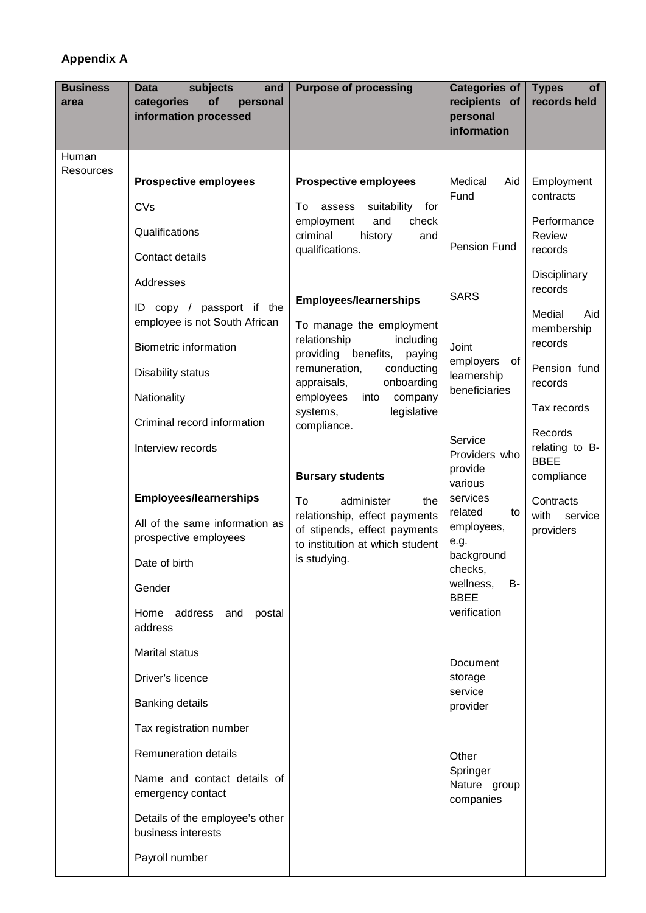## Appendix A

| Business area | Data subjects and categories of personal information processed | Purpose of processing | Categories of recipients of personal information | Types of records held |
|---|---|---|---|---|
| Human Resources | **Prospective employees**<br><br>CVs<br><br>Qualifications<br><br>Contact details<br><br>Addresses<br><br>ID copy / passport if the employee is not South African<br><br>Biometric information<br><br>Disability status<br><br>Nationality<br><br>Criminal record information<br><br>Interview records<br><br>**Employees/learnerships**<br><br>All of the same information as prospective employees<br><br>Date of birth<br><br>Gender<br><br>Home address and postal address<br><br>Marital status<br><br>Driver's licence<br><br>Banking details<br><br>Tax registration number<br><br>Remuneration details<br><br>Name and contact details of emergency contact<br><br>Details of the employee's other business interests<br><br>Payroll number | **Prospective employees**<br><br>To assess suitability for employment and check criminal history and qualifications.<br><br>**Employees/learnerships**<br><br>To manage the employment relationship including providing benefits, paying remuneration, conducting appraisals, onboarding employees into company systems, legislative compliance.<br><br>**Bursary students**<br><br>To administer the relationship, effect payments of stipends, effect payments to institution at which student is studying. | Medical Aid Fund<br><br>Pension Fund<br><br>SARS<br><br>Joint employers of learnership beneficiaries<br><br>Service Providers who provide various services related to employees, e.g. background checks, wellness, B-BBEE verification<br><br>Document storage service provider<br><br>Other Springer Nature group companies | Employment contracts<br><br>Performance Review records<br><br>Disciplinary records<br><br>Medial Aid membership records<br><br>Pension fund records<br><br>Tax records<br><br>Records relating to B-BBEE compliance<br><br>Contracts with service providers |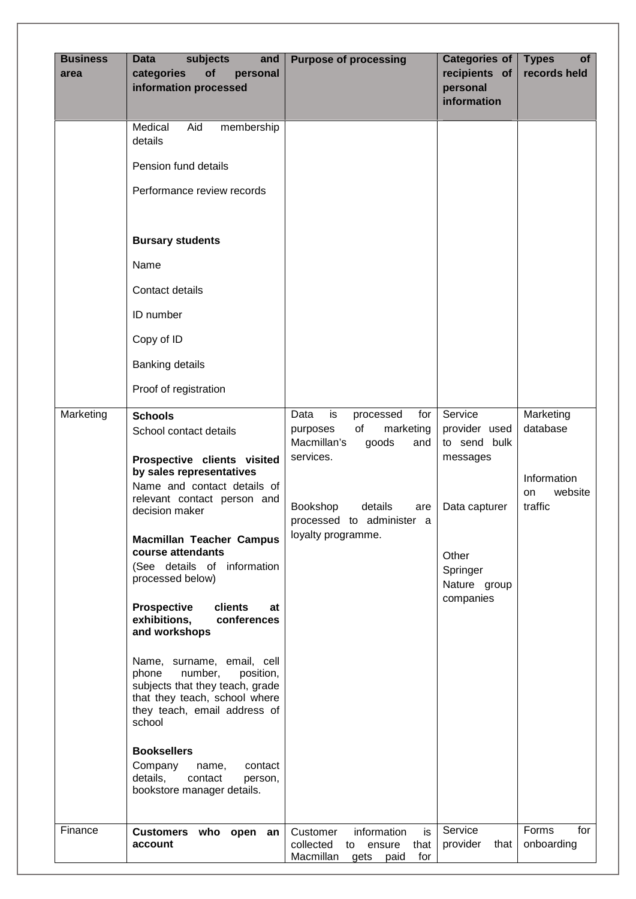| Business area | Data subjects and categories of personal information processed | Purpose of processing | Categories of recipients of personal information | Types of records held |
| --- | --- | --- | --- | --- |
| | Medical Aid membership details<br><br>Pension fund details<br><br>Performance review records<br><br>**Bursary students**<br><br>Name<br><br>Contact details<br><br>ID number<br><br>Copy of ID<br><br>Banking details<br><br>Proof of registration | | | |
| Marketing | **Schools**<br>School contact details<br><br>**Prospective clients visited by sales representatives**<br>Name and contact details of relevant contact person and decision maker<br><br>**Macmillan Teacher Campus course attendants**<br>(See details of information processed below)<br><br>**Prospective clients at exhibitions, conferences and workshops**<br><br>Name, surname, email, cell phone number, position, subjects that they teach, grade that they teach, school where they teach, email address of school<br><br>**Booksellers**<br>Company name, contact details, contact person, bookstore manager details. | Data is processed for purposes of marketing Macmillan's goods and services.<br><br>Bookshop details are processed to administer a loyalty programme. | Service provider used to send bulk messages<br><br>Data capturer<br><br>Other Springer Nature group companies | Marketing database<br><br>Information on website traffic |
| Finance | **Customers who open an account** | Customer information is collected to ensure that Macmillan gets paid for | Service provider that | Forms for onboarding |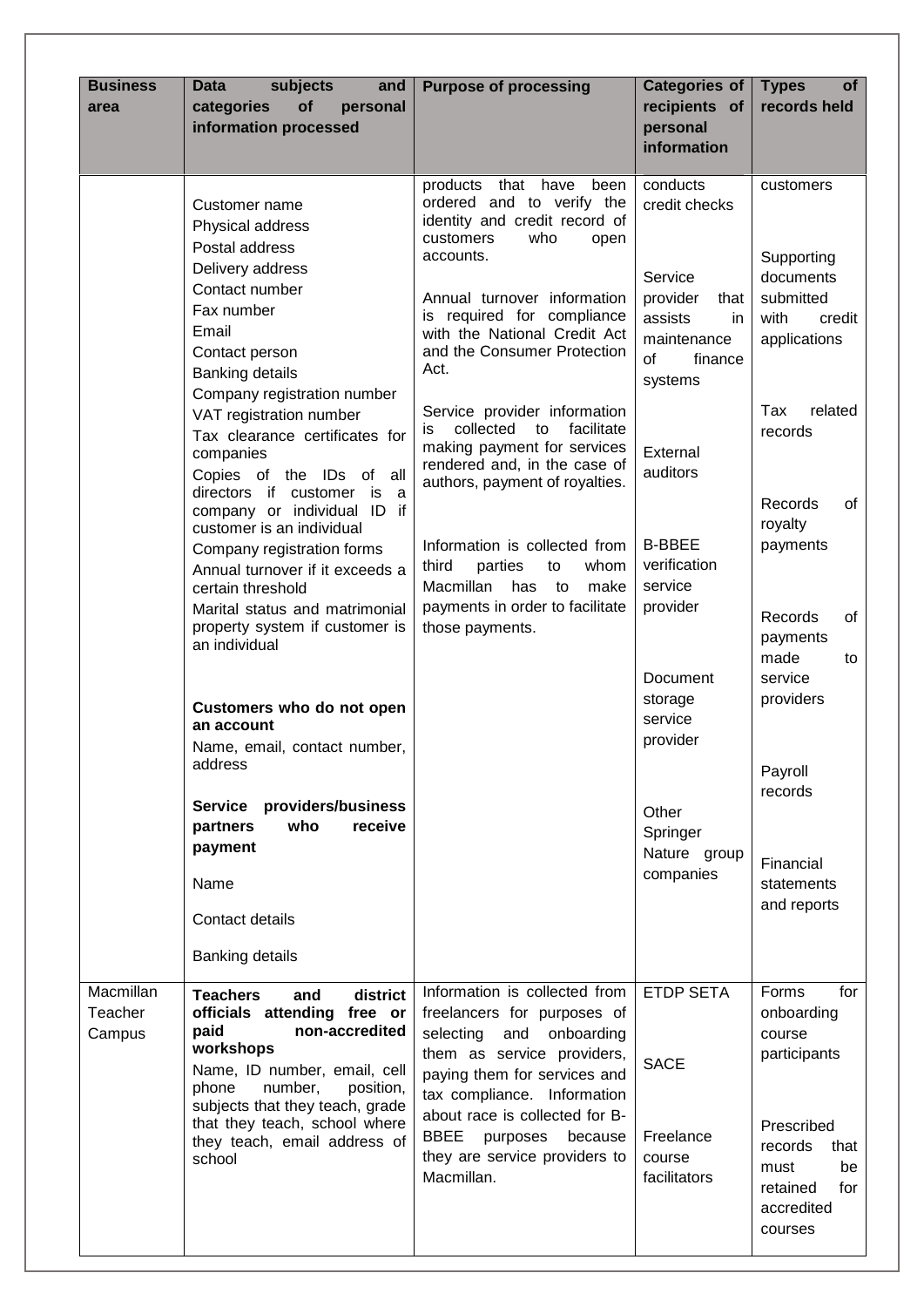| Business area | Data subjects and categories of personal information processed | Purpose of processing | Categories of recipients of personal information | Types of records held |
|---|---|---|---|---|
| | Customer name<br>Physical address<br>Postal address<br>Delivery address<br>Contact number<br>Fax number<br>Email<br>Contact person<br>Banking details<br>Company registration number<br>VAT registration number<br>Tax clearance certificates for companies<br>Copies of the IDs of all directors if customer is a company or individual ID if customer is an individual<br>Company registration forms<br>Annual turnover if it exceeds a certain threshold<br>Marital status and matrimonial property system if customer is an individual<br><br>**Customers who do not open an account**<br>Name, email, contact number, address<br><br>**Service providers/business partners who receive payment**<br>Name<br>Contact details<br>Banking details | products that have been ordered and to verify the identity and credit record of customers who open accounts.<br><br>Annual turnover information is required for compliance with the National Credit Act and the Consumer Protection Act.<br><br>Service provider information is collected to facilitate making payment for services rendered and, in the case of authors, payment of royalties.<br><br>Information is collected from third parties to whom Macmillan has to make payments in order to facilitate those payments. | conducts credit checks<br><br>Service provider that assists in maintenance of finance systems<br><br>External auditors<br><br>B-BBEE verification service provider<br><br>Document storage service provider<br><br>Other Springer Nature group companies | customers<br><br>Supporting documents submitted with credit applications<br><br>Tax related records<br><br>Records of royalty payments<br><br>Records of payments made to service providers<br><br>Payroll records<br><br>Financial statements and reports |
| Macmillan Teacher Campus | **Teachers and district officials attending free or paid non-accredited workshops**<br>Name, ID number, email, cell phone number, position, subjects that they teach, grade that they teach, school where they teach, email address of school | Information is collected from freelancers for purposes of selecting and onboarding them as service providers, paying them for services and tax compliance. Information about race is collected for B-BBEE purposes because they are service providers to Macmillan. | ETDP SETA<br><br>SACE<br><br>Freelance course facilitators | Forms for onboarding course participants<br><br>Prescribed records that must be retained for accredited courses |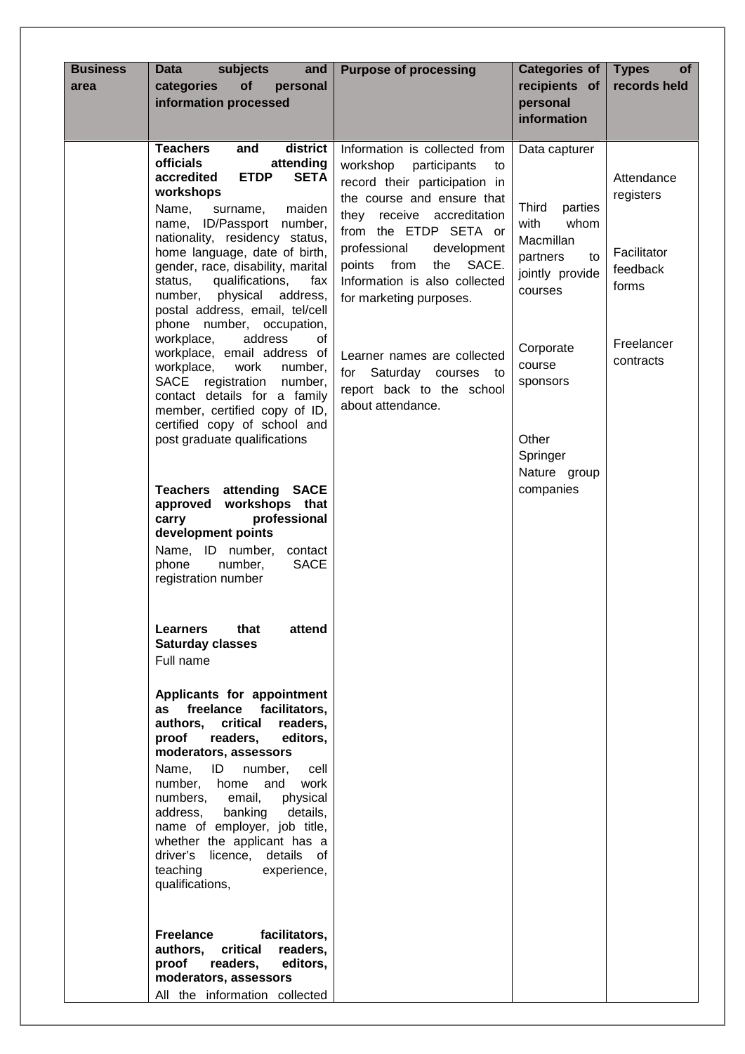| Business area | Data subjects and categories of personal information processed | Purpose of processing | Categories of recipients of personal information | Types of records held |
|---|---|---|---|---|
| | **Teachers and district officials attending accredited ETDP SETA workshops**<br>Name, surname, maiden name, ID/Passport number, nationality, residency status, home language, date of birth, gender, race, disability, marital status, qualifications, fax number, physical address, postal address, email, tel/cell phone number, occupation, workplace, address of workplace, email address of workplace, work number, SACE registration number, contact details for a family member, certified copy of ID, certified copy of school and post graduate qualifications<br><br>**Teachers attending SACE approved workshops that carry professional development points**<br>Name, ID number, contact phone number, SACE registration number<br><br>**Learners that attend Saturday classes**<br>Full name<br><br>**Applicants for appointment as freelance facilitators, authors, critical readers, proof readers, editors, moderators, assessors**<br>Name, ID number, cell number, home and work numbers, email, physical address, banking details, name of employer, job title, whether the applicant has a driver's licence, details of teaching experience, qualifications,<br><br>**Freelance facilitators, authors, critical readers, proof readers, editors, moderators, assessors**<br>All the information collected | Information is collected from workshop participants to record their participation in the course and ensure that they receive accreditation from the ETDP SETA or professional development points from the SACE. Information is also collected for marketing purposes.<br><br>Learner names are collected for Saturday courses to report back to the school about attendance. | Data capturer<br><br>Third parties with whom Macmillan partners to jointly provide courses<br><br>Corporate course sponsors<br><br>Other Springer Nature group companies | Attendance registers<br><br>Facilitator feedback forms<br><br>Freelancer contracts |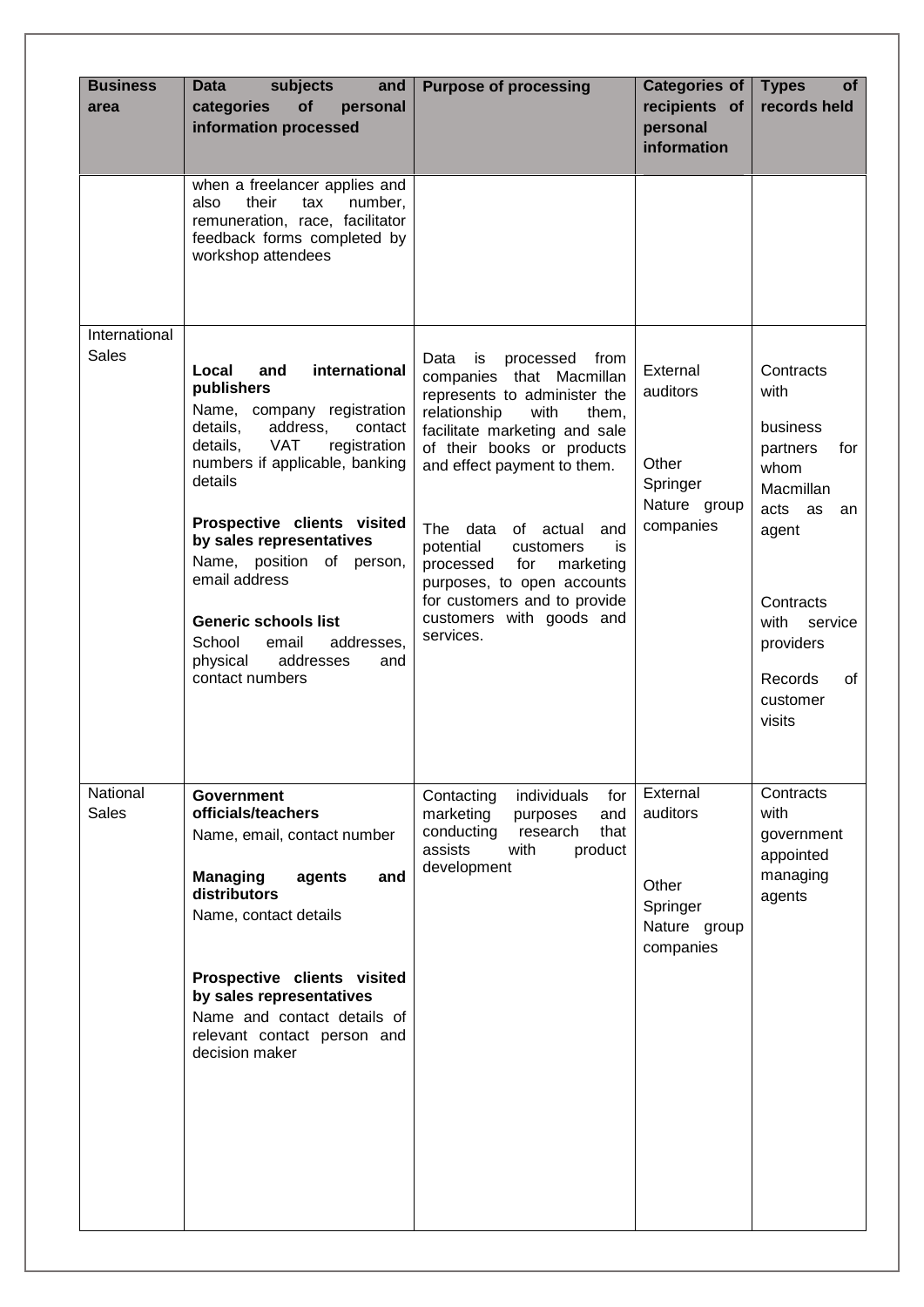| Business area | Data subjects and categories of personal information processed | Purpose of processing | Categories of recipients of personal information | Types of records held |
|---|---|---|---|---|
| | when a freelancer applies and also their tax number, remuneration, race, facilitator feedback forms completed by workshop attendees | | | |
| International Sales | **Local and international publishers**<br>Name, company registration details, address, contact details, VAT registration numbers if applicable, banking details<br><br>**Prospective clients visited by sales representatives**<br>Name, position of person, email address<br><br>**Generic schools list**<br>School email addresses, physical addresses and contact numbers | Data is processed from companies that Macmillan represents to administer the relationship with them, facilitate marketing and sale of their books or products and effect payment to them.<br><br>The data of actual and potential customers is processed for marketing purposes, to open accounts for customers and to provide customers with goods and services. | External auditors<br><br>Other Springer Nature group companies | Contracts with business partners for whom Macmillan acts as an agent<br><br>Contracts with service providers<br><br>Records of customer visits |
| National Sales | **Government officials/teachers**<br>Name, email, contact number<br><br>**Managing agents and distributors**<br>Name, contact details<br><br>**Prospective clients visited by sales representatives**<br>Name and contact details of relevant contact person and decision maker | Contacting individuals for marketing purposes and conducting research that assists with product development | External auditors<br><br>Other Springer Nature group companies | Contracts with government appointed managing agents |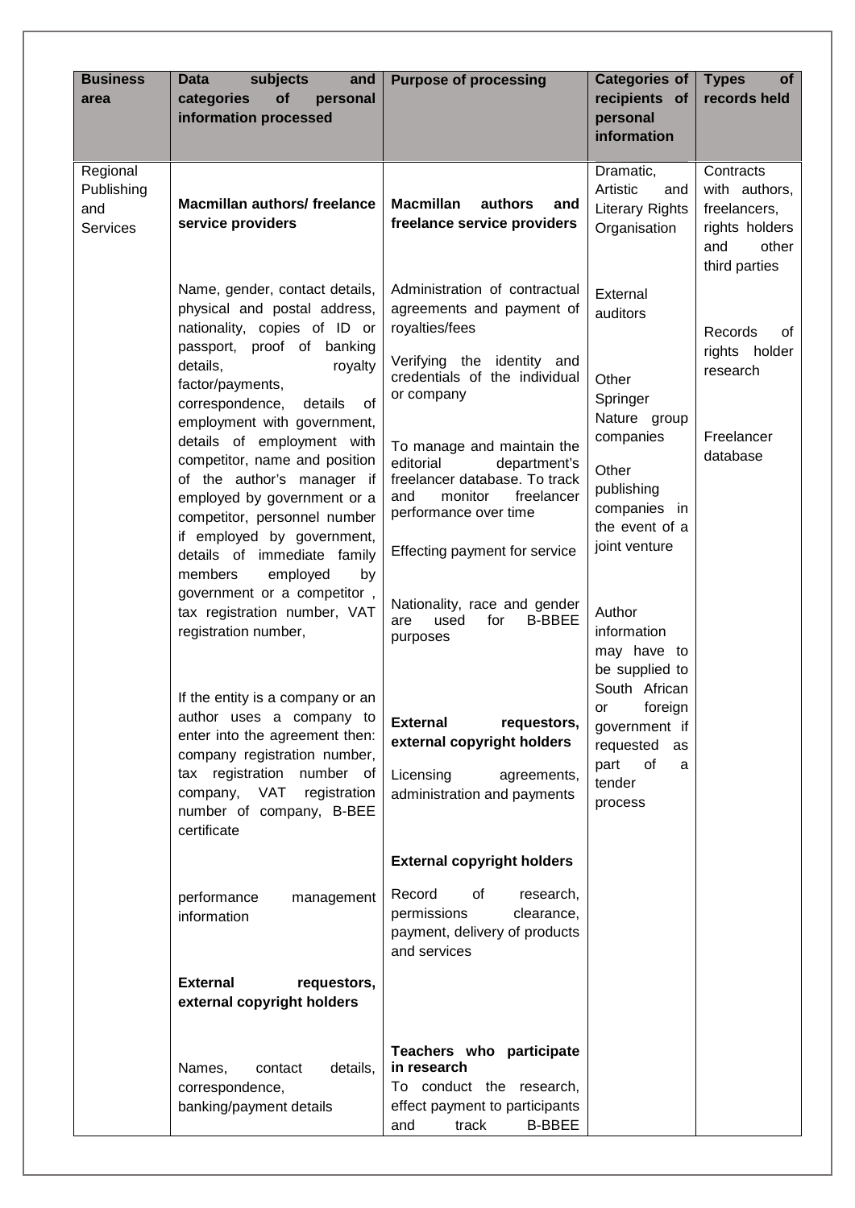| Business area | Data subjects and categories of personal information processed | Purpose of processing | Categories of recipients of personal information | Types of records held |
|---|---|---|---|---|
| Regional Publishing and Services | **Macmillan authors/ freelance service providers**<br><br>Name, gender, contact details, physical and postal address, nationality, copies of ID or passport, proof of banking details, royalty factor/payments, correspondence, details of employment with government, details of employment with competitor, name and position of the author's manager if employed by government or a competitor, personnel number if employed by government, details of immediate family members employed by government or a competitor , tax registration number, VAT registration number,<br><br>If the entity is a company or an author uses a company to enter into the agreement then: company registration number, tax registration number of company, VAT registration number of company, B-BEE certificate<br><br>performance management information<br><br>**External requestors, external copyright holders**<br><br>Names, contact details, correspondence, banking/payment details | **Macmillan authors and freelance service providers**<br><br>Administration of contractual agreements and payment of royalties/fees<br><br>Verifying the identity and credentials of the individual or company<br><br>To manage and maintain the editorial department's freelancer database. To track and monitor freelancer performance over time<br><br>Effecting payment for service<br><br>Nationality, race and gender are used for B-BBEE purposes<br><br>**External requestors, external copyright holders**<br><br>Licensing agreements, administration and payments<br><br>**External copyright holders**<br><br>Record of research, permissions clearance, payment, delivery of products and services<br><br>**Teachers who participate in research**<br>To conduct the research, effect payment to participants and track B-BBEE | Dramatic, Artistic and Literary Rights Organisation<br><br>External auditors<br><br>Other Springer Nature group companies<br><br>Other publishing companies in the event of a joint venture<br><br>Author information may have to be supplied to South African or foreign government if requested as part of a tender process | Contracts with authors, freelancers, rights holders and other third parties<br><br>Records of rights holder research<br><br>Freelancer database |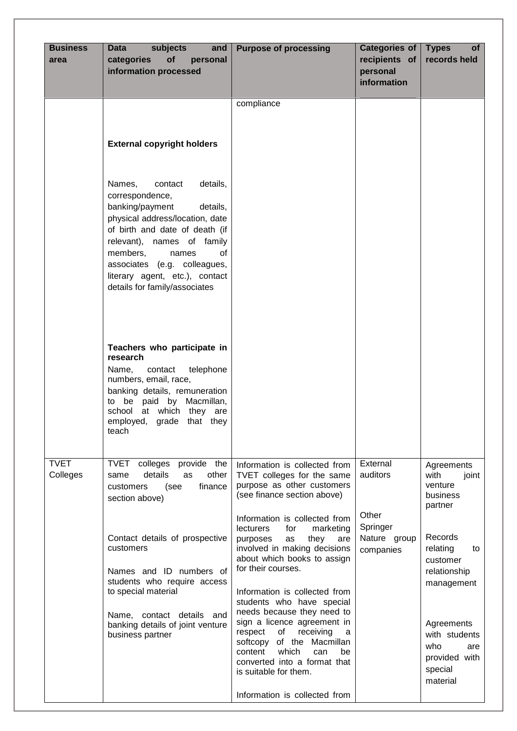| Business area | Data subjects and categories of personal information processed | Purpose of processing | Categories of recipients of personal information | Types of records held |
|---|---|---|---|---|
| | **External copyright holders**<br><br>Names, contact details, correspondence, banking/payment details, physical address/location, date of birth and date of death (if relevant), names of family members, names of associates (e.g. colleagues, literary agent, etc.), contact details for family/associates<br><br>**Teachers who participate in research**<br>Name, contact telephone numbers, email, race, banking details, remuneration to be paid by Macmillan, school at which they are employed, grade that they teach | compliance | | |
| TVET Colleges | TVET colleges provide the same details as other customers (see finance section above)<br><br>Contact details of prospective customers<br><br>Names and ID numbers of students who require access to special material<br><br>Name, contact details and banking details of joint venture business partner | Information is collected from TVET colleges for the same purpose as other customers (see finance section above)<br><br>Information is collected from lecturers for marketing purposes as they are involved in making decisions about which books to assign for their courses.<br><br>Information is collected from students who have special needs because they need to sign a licence agreement in respect of receiving a softcopy of the Macmillan content which can be converted into a format that is suitable for them.<br><br>Information is collected from | External auditors<br><br>Other Springer Nature group companies | Agreements with joint venture business partner<br><br>Records relating to customer relationship management<br><br>Agreements with students who are provided with special material |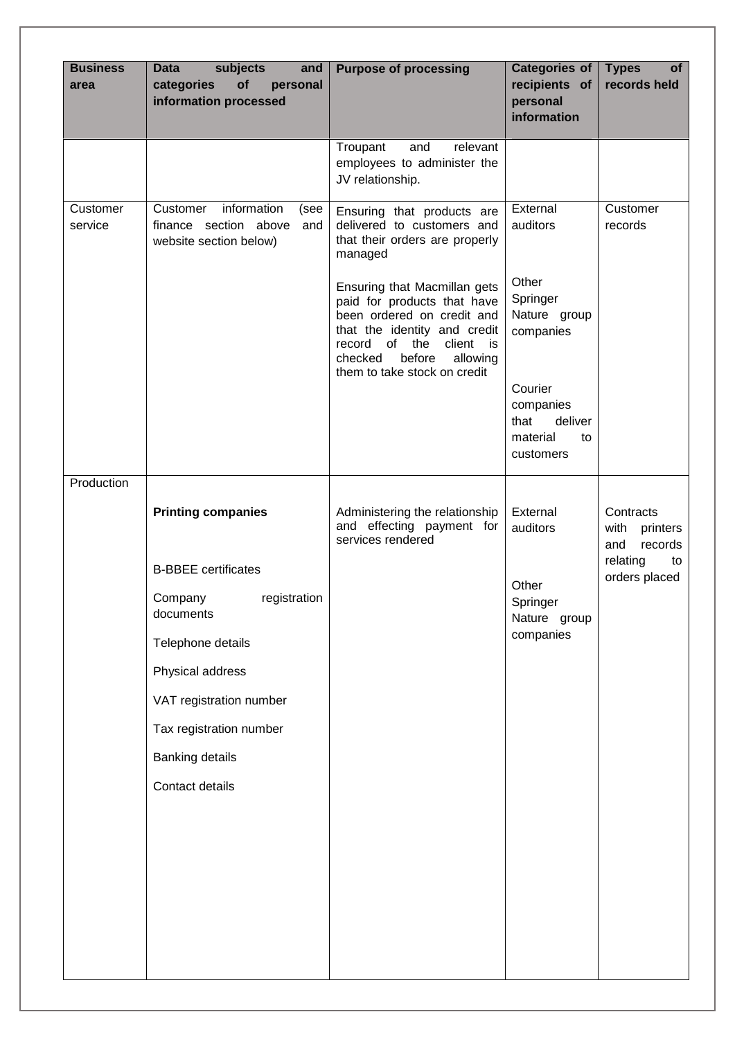| Business area | Data subjects and categories of personal information processed | Purpose of processing | Categories of recipients of personal information | Types of records held |
|---|---|---|---|---|
| | | Troupant and relevant employees to administer the JV relationship. | | |
| Customer service | Customer information (see finance section above and website section below) | Ensuring that products are delivered to customers and that their orders are properly managed<br><br>Ensuring that Macmillan gets paid for products that have been ordered on credit and that the identity and credit record of the client is checked before allowing them to take stock on credit | External auditors<br><br>Other Springer Nature group companies<br><br>Courier companies that deliver material to customers | Customer records |
| Production | **Printing companies**<br><br>B-BBEE certificates<br><br>Company registration documents<br><br>Telephone details<br><br>Physical address<br><br>VAT registration number<br><br>Tax registration number<br><br>Banking details<br><br>Contact details | Administering the relationship and effecting payment for services rendered | External auditors<br><br>Other Springer Nature group companies | Contracts with printers and records relating to orders placed |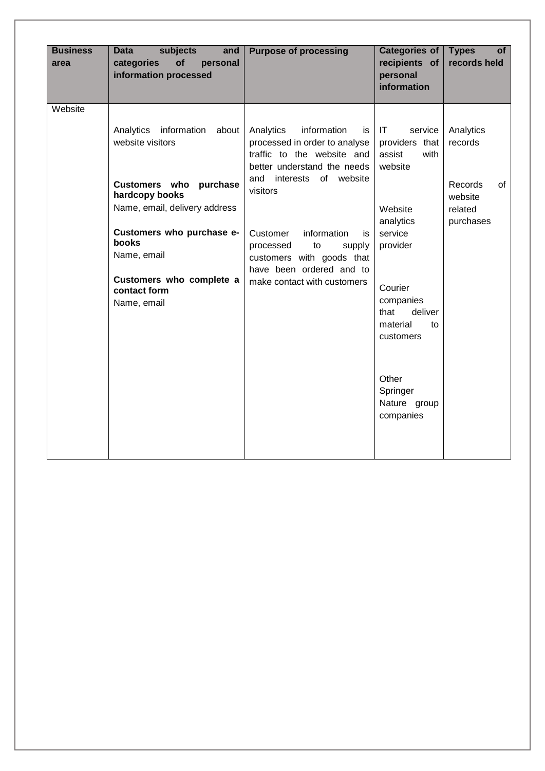| Business area | Data subjects and categories of personal information processed | Purpose of processing | Categories of recipients of personal information | Types of records held |
| --- | --- | --- | --- | --- |
| Website | Analytics information about website visitors<br><br>**Customers who purchase hardcopy books**<br>Name, email, delivery address<br><br>**Customers who purchase e-books**<br>Name, email<br><br>**Customers who complete a contact form**<br>Name, email | Analytics information is processed in order to analyse traffic to the website and better understand the needs and interests of website visitors<br><br>Customer information is processed to supply customers with goods that have been ordered and to make contact with customers | IT service providers that assist with website<br><br>Website analytics service provider<br><br>Courier companies that deliver material to customers<br><br>Other Springer Nature group companies | Analytics records<br><br>Records of website related purchases |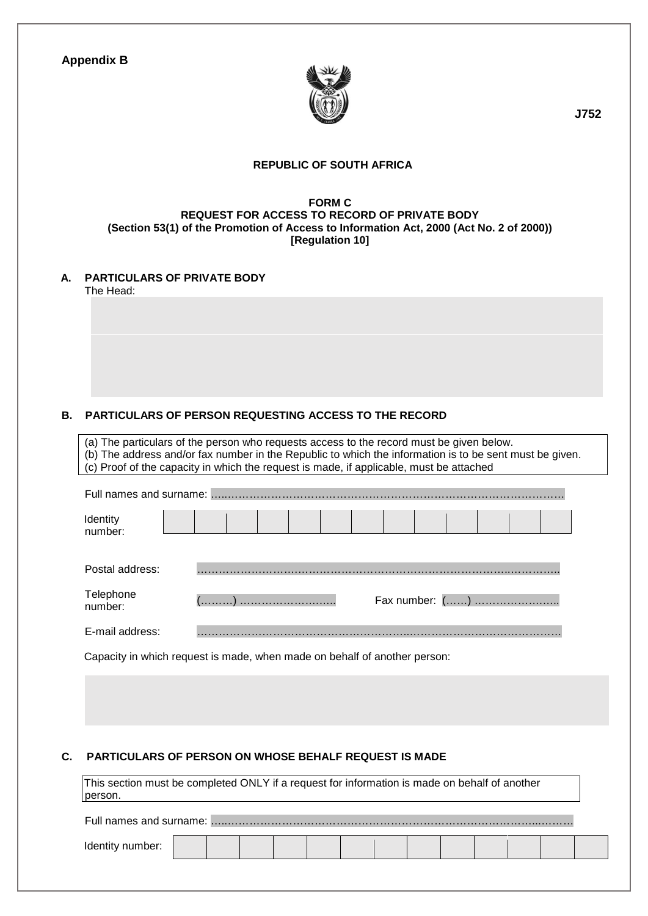**Appendix B**

**J752**

**REPUBLIC OF SOUTH AFRICA**

**FORM C**
**REQUEST FOR ACCESS TO RECORD OF PRIVATE BODY**
**(Section 53(1) of the Promotion of Access to Information Act, 2000 (Act No. 2 of 2000))**
**[Regulation 10]**

## A. PARTICULARS OF PRIVATE BODY

The Head:

## B. PARTICULARS OF PERSON REQUESTING ACCESS TO THE RECORD

(a) The particulars of the person who requests access to the record must be given below.
(b) The address and/or fax number in the Republic to which the information is to be sent must be given.
(c) Proof of the capacity in which the request is made, if applicable, must be attached

Full names and surname: …………………………………………………………………………………….

| Identity number: | | | | | | | | | | | | | |
|---|---|---|---|---|---|---|---|---|---|---|---|---|---|

Postal address: …………………………………………………………………………………………….

Telephone number: (………) ……………………….. Fax number: (……) ……………………..

E-mail address: ……………………………………………………………………………………………

Capacity in which request is made, when made on behalf of another person:

## C. PARTICULARS OF PERSON ON WHOSE BEHALF REQUEST IS MADE

This section must be completed ONLY if a request for information is made on behalf of another person.

Full names and surname: ……………………………………………………………………………………….

| Identity number: | | | | | | | | | | | | | |
|---|---|---|---|---|---|---|---|---|---|---|---|---|---|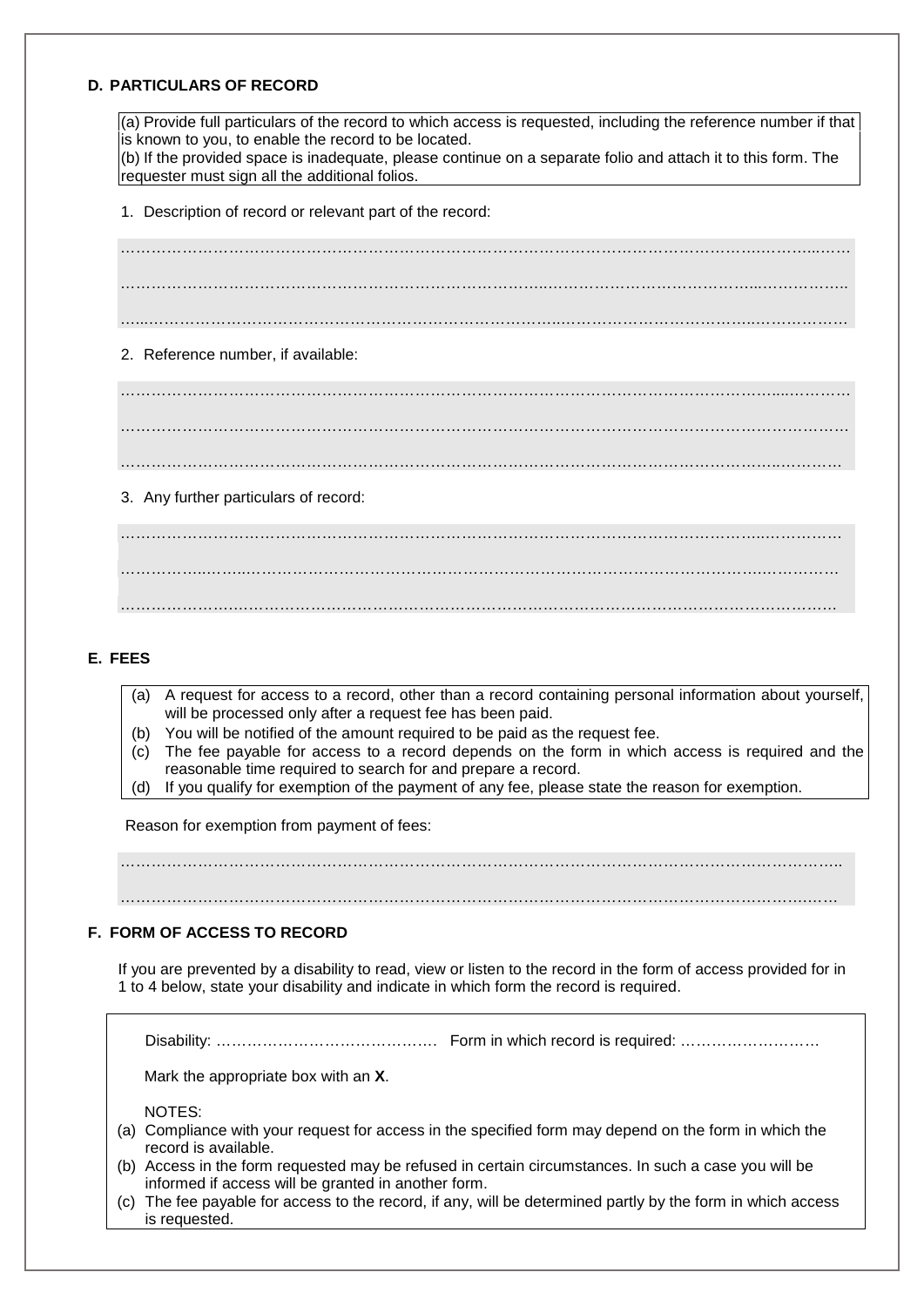## D. PARTICULARS OF RECORD

(a) Provide full particulars of the record to which access is requested, including the reference number if that is known to you, to enable the record to be located.
(b) If the provided space is inadequate, please continue on a separate folio and attach it to this form. The requester must sign all the additional folios.

1. Description of record or relevant part of the record:

…………………………………………………………………………………………………………………………

…………………………………………………………………………………………………………………………

…………………………………………………………………………………………………………………………

2. Reference number, if available:

…………………………………………………………………………………………………………………………

…………………………………………………………………………………………………………………………

…………………………………………………………………………………………………………………………

3. Any further particulars of record:

…………………………………………………………………………………………………………………………

…………………………………………………………………………………………………………………………

…………………………………………………………………………………………………………………………

## E. FEES

(a) A request for access to a record, other than a record containing personal information about yourself, will be processed only after a request fee has been paid.
(b) You will be notified of the amount required to be paid as the request fee.
(c) The fee payable for access to a record depends on the form in which access is required and the reasonable time required to search for and prepare a record.
(d) If you qualify for exemption of the payment of any fee, please state the reason for exemption.

Reason for exemption from payment of fees:

…………………………………………………………………………………………………………………………

…………………………………………………………………………………………………………………………

## F. FORM OF ACCESS TO RECORD

If you are prevented by a disability to read, view or listen to the record in the form of access provided for in 1 to 4 below, state your disability and indicate in which form the record is required.

Disability: ……………………………………… Form in which record is required: ………………………

Mark the appropriate box with an **X**.

NOTES:

(a) Compliance with your request for access in the specified form may depend on the form in which the record is available.
(b) Access in the form requested may be refused in certain circumstances. In such a case you will be informed if access will be granted in another form.
(c) The fee payable for access to the record, if any, will be determined partly by the form in which access is requested.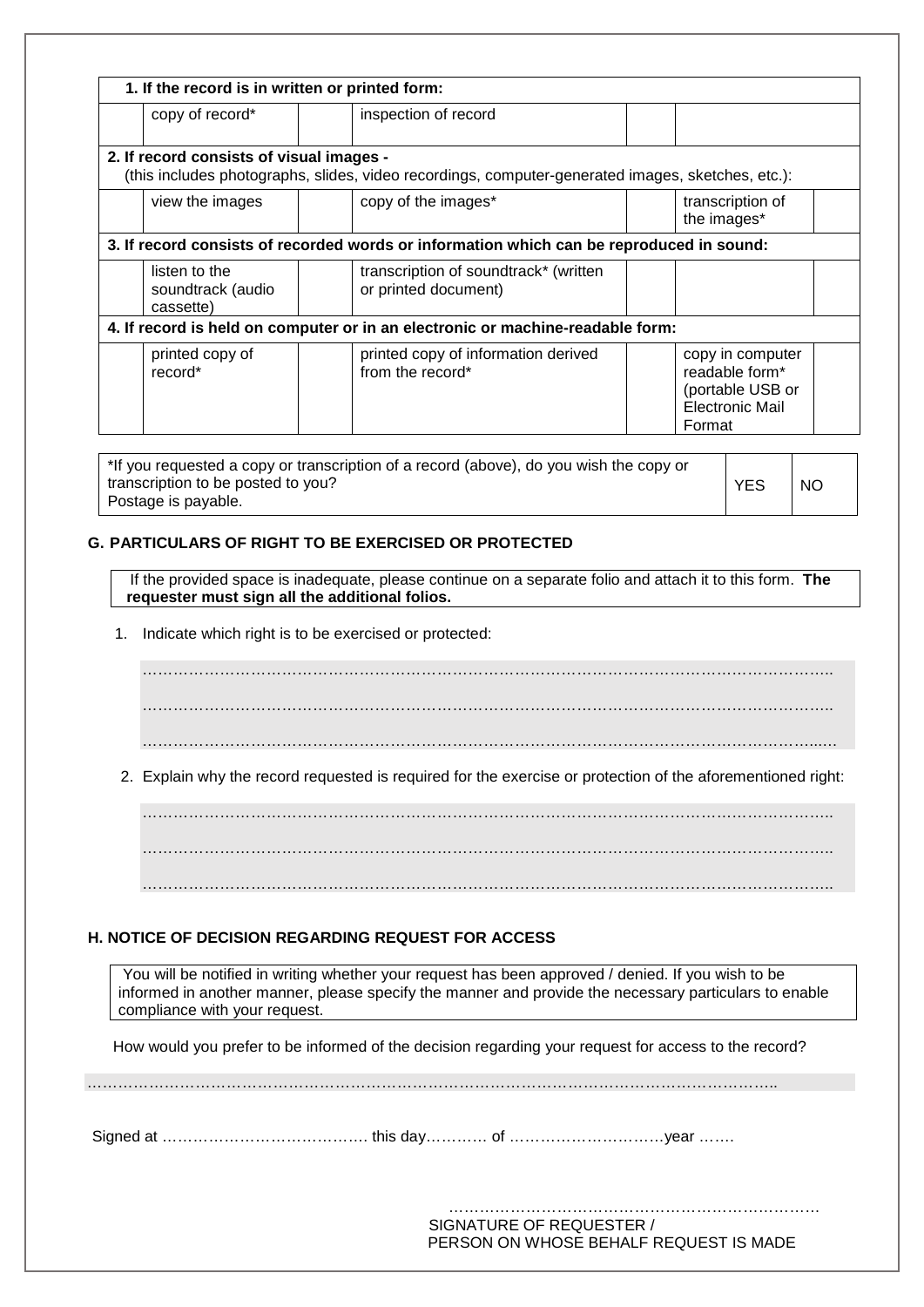| | | | | | | |
|---|---|---|---|---|---|---|
| **1. If the record is in written or printed form:** | | | | | | |
| | copy of record* | | inspection of record | | | |
| **2. If record consists of visual images -** (this includes photographs, slides, video recordings, computer-generated images, sketches, etc.): | | | | | | |
| | view the images | | copy of the images* | | transcription of the images* | |
| **3. If record consists of recorded words or information which can be reproduced in sound:** | | | | | | |
| | listen to the soundtrack (audio cassette) | | transcription of soundtrack* (written or printed document) | | | |
| **4. If record is held on computer or in an electronic or machine-readable form:** | | | | | | |
| | printed copy of record* | | printed copy of information derived from the record* | | copy in computer readable form* (portable USB or Electronic Mail Format | |

| | | |
|---|---|---|
| *If you requested a copy or transcription of a record (above), do you wish the copy or transcription to be posted to you? Postage is payable. | YES | NO |

## G. PARTICULARS OF RIGHT TO BE EXERCISED OR PROTECTED

If the provided space is inadequate, please continue on a separate folio and attach it to this form. **The requester must sign all the additional folios.**

1. Indicate which right is to be exercised or protected:

………………………………………………………………………………………………………………..

………………………………………………………………………………………………………………..

………………………………………………………………………………………………………………..

2. Explain why the record requested is required for the exercise or protection of the aforementioned right:

………………………………………………………………………………………………………………..

………………………………………………………………………………………………………………..

………………………………………………………………………………………………………………..

## H. NOTICE OF DECISION REGARDING REQUEST FOR ACCESS

You will be notified in writing whether your request has been approved / denied. If you wish to be informed in another manner, please specify the manner and provide the necessary particulars to enable compliance with your request.

How would you prefer to be informed of the decision regarding your request for access to the record?

………………………………………………………………………………………………………………..

Signed at ……………………………………. this day………… of …………………………year …….

……………………………………………………………….
SIGNATURE OF REQUESTER /
PERSON ON WHOSE BEHALF REQUEST IS MADE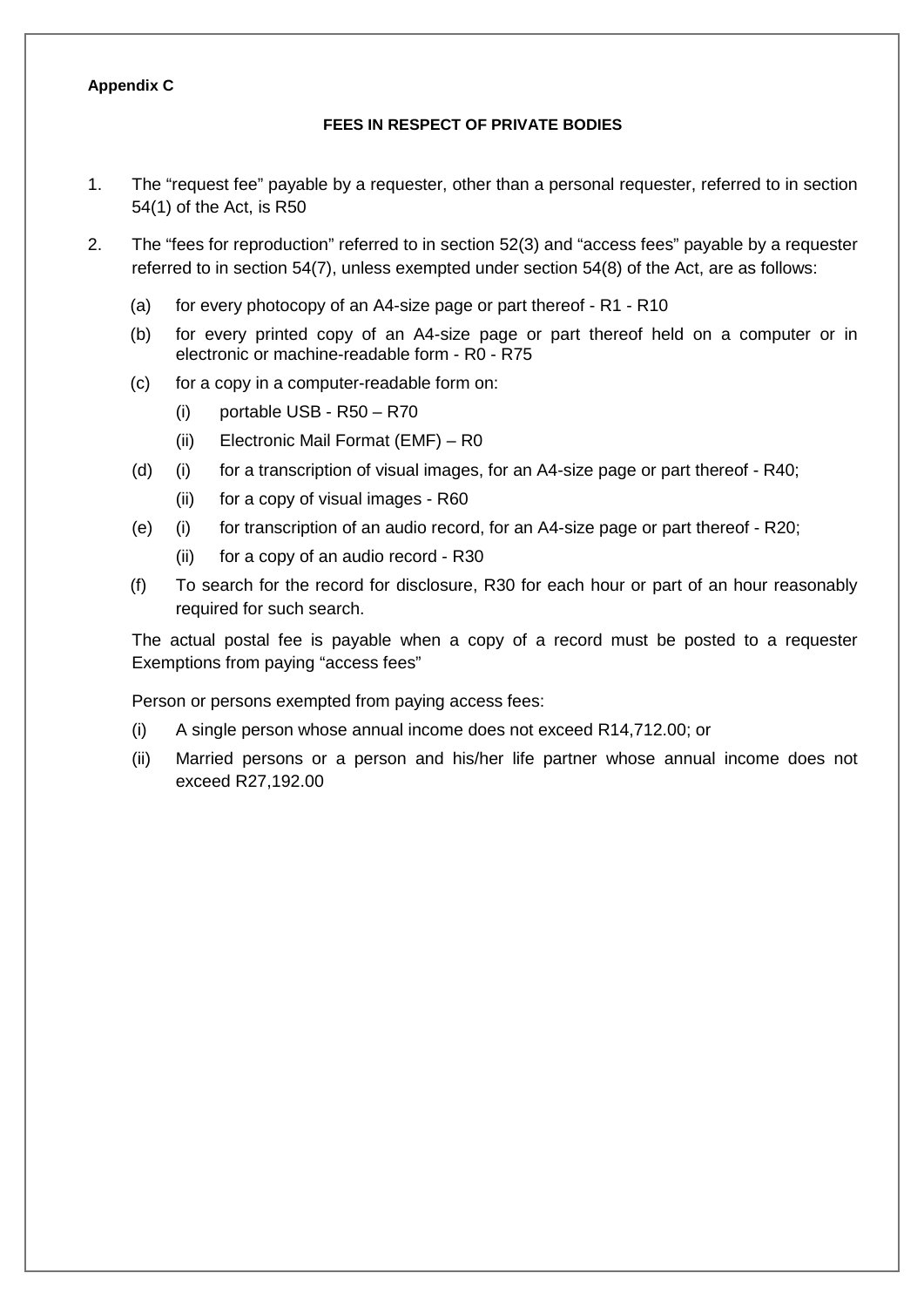**Appendix C**

**FEES IN RESPECT OF PRIVATE BODIES**

1. The "request fee" payable by a requester, other than a personal requester, referred to in section 54(1) of the Act, is R50

2. The "fees for reproduction" referred to in section 52(3) and "access fees" payable by a requester referred to in section 54(7), unless exempted under section 54(8) of the Act, are as follows:

   (a) for every photocopy of an A4-size page or part thereof - R1 - R10

   (b) for every printed copy of an A4-size page or part thereof held on a computer or in electronic or machine-readable form - R0 - R75

   (c) for a copy in a computer-readable form on:

   - (i) portable USB - R50 – R70
   - (ii) Electronic Mail Format (EMF) – R0

   (d) (i) for a transcription of visual images, for an A4-size page or part thereof - R40;

   - (ii) for a copy of visual images - R60

   (e) (i) for transcription of an audio record, for an A4-size page or part thereof - R20;

   - (ii) for a copy of an audio record - R30

   (f) To search for the record for disclosure, R30 for each hour or part of an hour reasonably required for such search.

   The actual postal fee is payable when a copy of a record must be posted to a requester Exemptions from paying "access fees"

   Person or persons exempted from paying access fees:

   (i) A single person whose annual income does not exceed R14,712.00; or

   (ii) Married persons or a person and his/her life partner whose annual income does not exceed R27,192.00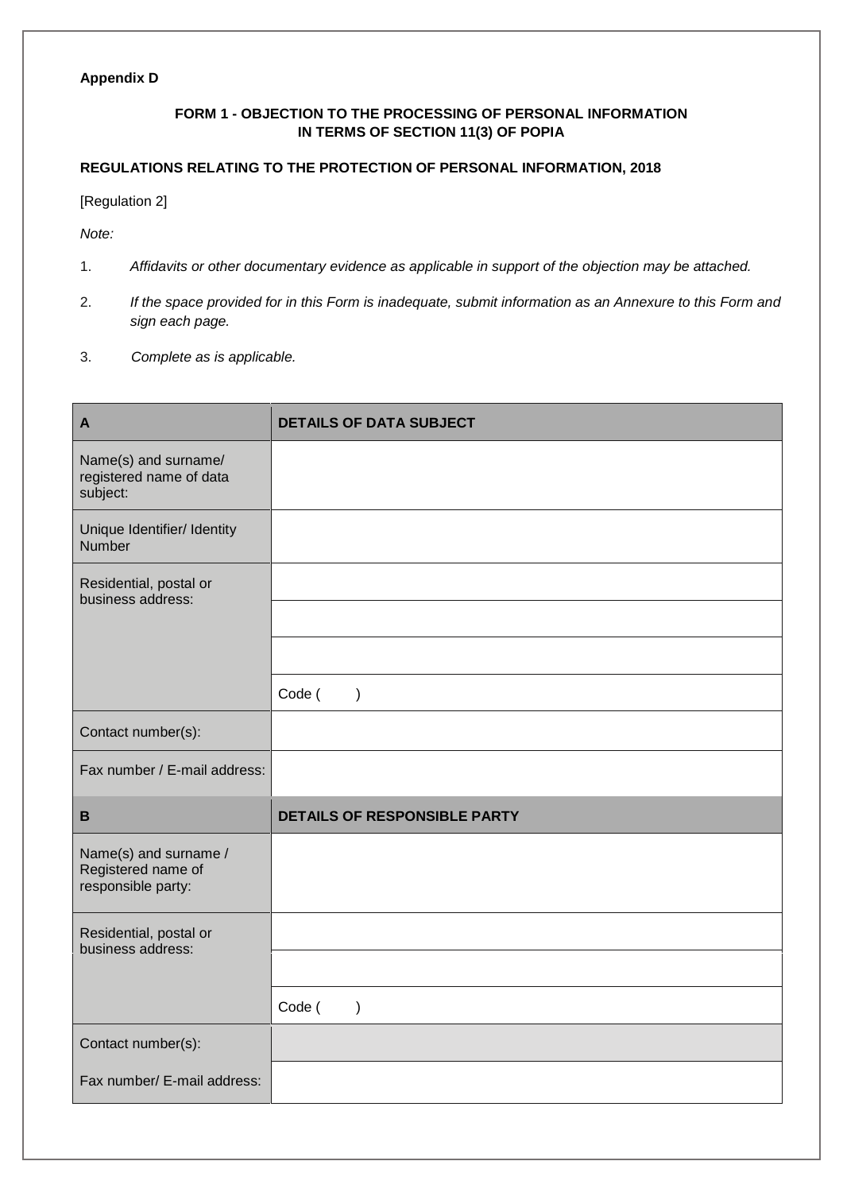**Appendix D**

**FORM 1 - OBJECTION TO THE PROCESSING OF PERSONAL INFORMATION IN TERMS OF SECTION 11(3) OF POPIA**

**REGULATIONS RELATING TO THE PROTECTION OF PERSONAL INFORMATION, 2018**

[Regulation 2]

*Note:*

1. *Affidavits or other documentary evidence as applicable in support of the objection may be attached.*
2. *If the space provided for in this Form is inadequate, submit information as an Annexure to this Form and sign each page.*
3. *Complete as is applicable.*

| **A** | **DETAILS OF DATA SUBJECT** |
|---|---|
| Name(s) and surname/ registered name of data subject: | |
| Unique Identifier/ Identity Number | |
| Residential, postal or business address: | |
| | |
| | |
| | Code ( ) |
| Contact number(s): | |
| Fax number / E-mail address: | |
| **B** | **DETAILS OF RESPONSIBLE PARTY** |
| Name(s) and surname / Registered name of responsible party: | |
| Residential, postal or business address: | |
| | |
| | Code ( ) |
| Contact number(s): | |
| Fax number/ E-mail address: | |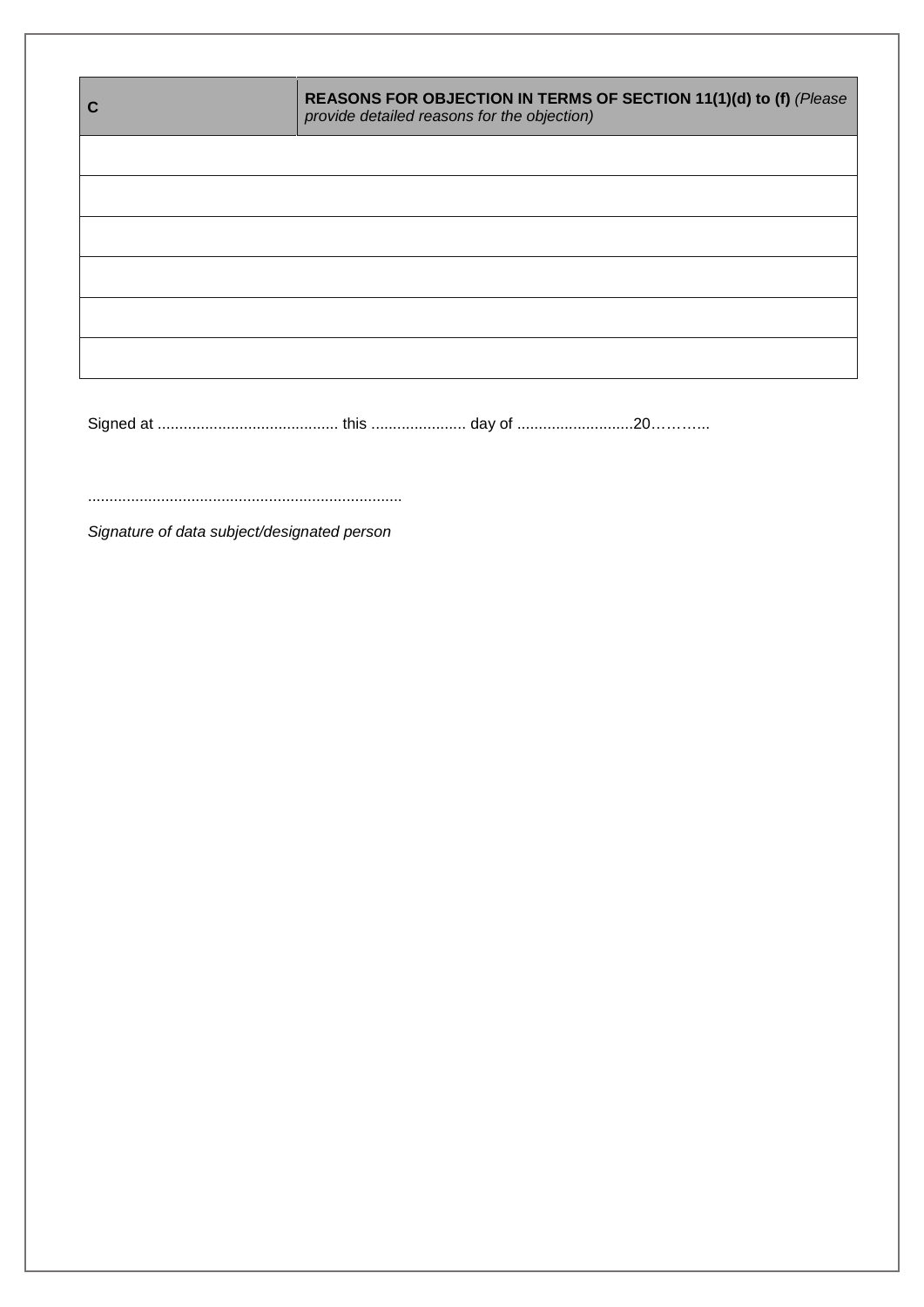| C | **REASONS FOR OBJECTION IN TERMS OF SECTION 11(1)(d) to (f)** *(Please provide detailed reasons for the objection)* |
|---|---|
| | |
| | |
| | |
| | |
| | |
| | |

Signed at .......................................... this ...................... day of ...........................20………..

........................................................................

*Signature of data subject/designated person*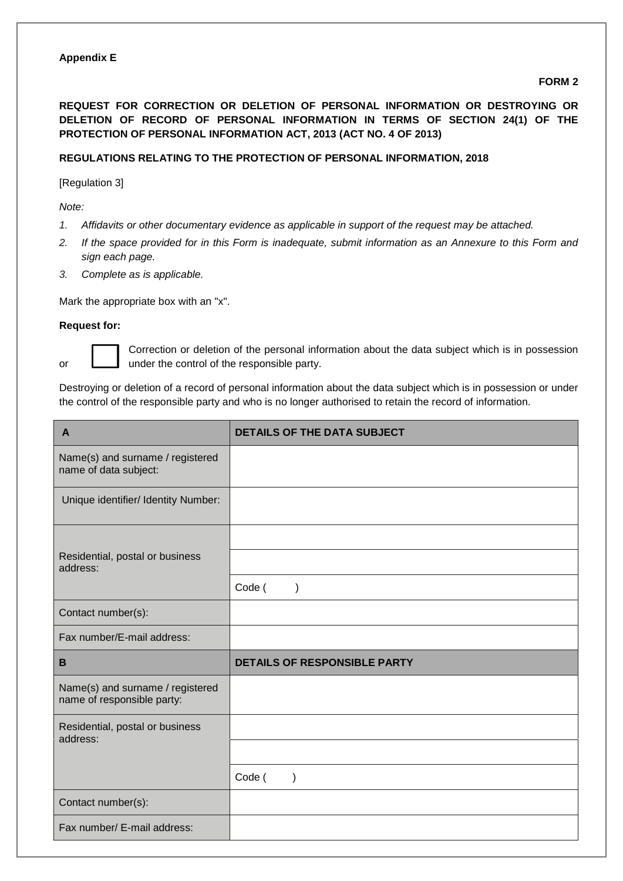**Appendix E**

**FORM 2**

**REQUEST FOR CORRECTION OR DELETION OF PERSONAL INFORMATION OR DESTROYING OR DELETION OF RECORD OF PERSONAL INFORMATION IN TERMS OF SECTION 24(1) OF THE PROTECTION OF PERSONAL INFORMATION ACT, 2013 (ACT NO. 4 OF 2013)**

**REGULATIONS RELATING TO THE PROTECTION OF PERSONAL INFORMATION, 2018**

[Regulation 3]

*Note:*

1. *Affidavits or other documentary evidence as applicable in support of the request may be attached.*
2. *If the space provided for in this Form is inadequate, submit information as an Annexure to this Form and sign each page.*
3. *Complete as is applicable.*

Mark the appropriate box with an "x".

**Request for:**

☐ Correction or deletion of the personal information about the data subject which is in possession or under the control of the responsible party.

Destroying or deletion of a record of personal information about the data subject which is in possession or under the control of the responsible party and who is no longer authorised to retain the record of information.

| **A** | **DETAILS OF THE DATA SUBJECT** |
|---|---|
| Name(s) and surname / registered name of data subject: | |
| Unique identifier/ Identity Number: | |
| Residential, postal or business address: | |
| | |
| | Code ( ) |
| Contact number(s): | |
| Fax number/E-mail address: | |
| **B** | **DETAILS OF RESPONSIBLE PARTY** |
| Name(s) and surname / registered name of responsible party: | |
| Residential, postal or business address: | |
| | |
| | Code ( ) |
| Contact number(s): | |
| Fax number/ E-mail address: | |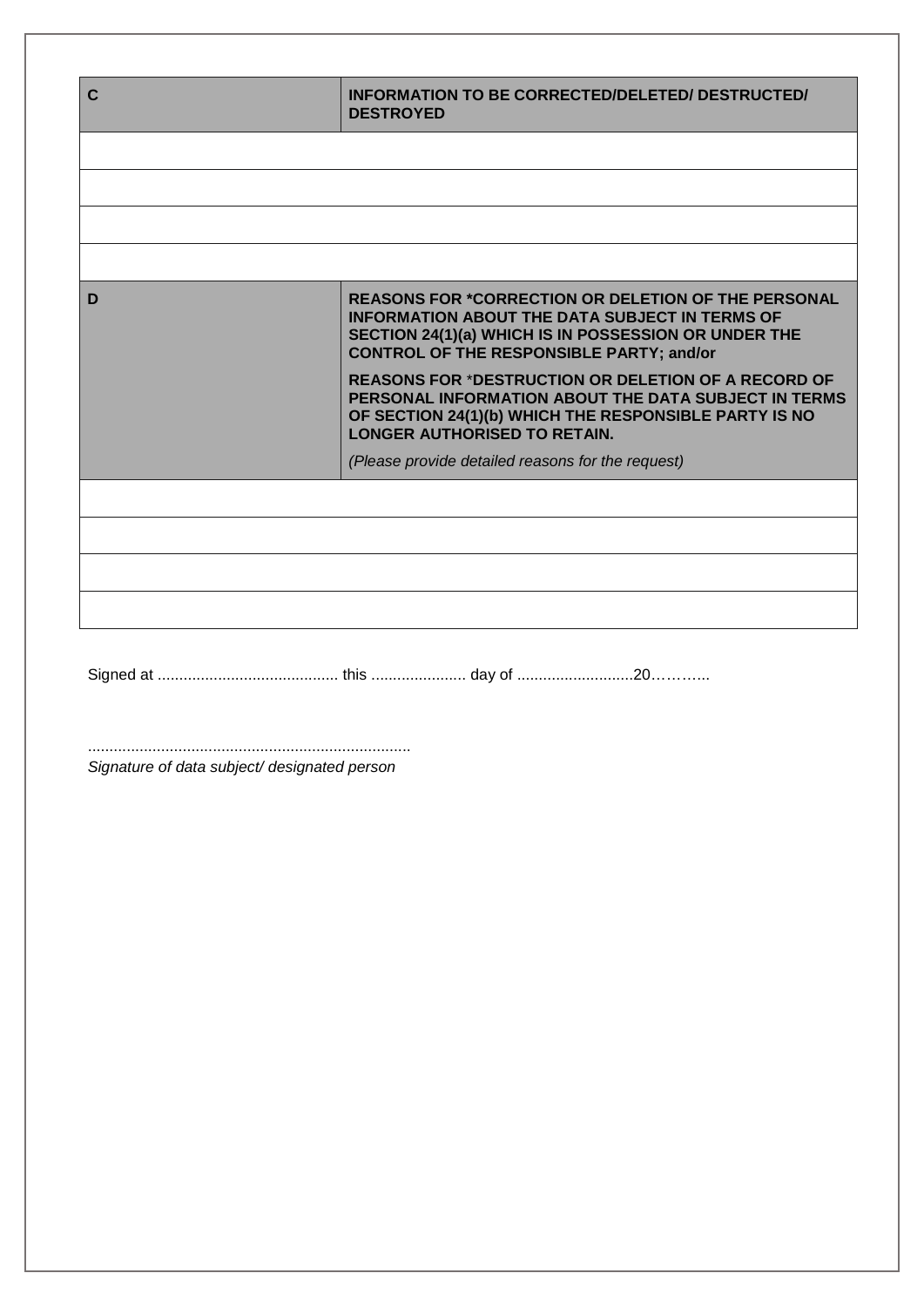| C | INFORMATION TO BE CORRECTED/DELETED/ DESTRUCTED/ DESTROYED |
|---|---|
| | |
| | |
| | |
| | |

| D | REASONS FOR *CORRECTION OR DELETION OF THE PERSONAL INFORMATION ABOUT THE DATA SUBJECT IN TERMS OF SECTION 24(1)(a) WHICH IS IN POSSESSION OR UNDER THE CONTROL OF THE RESPONSIBLE PARTY; and/or<br><br>REASONS FOR *DESTRUCTION OR DELETION OF A RECORD OF PERSONAL INFORMATION ABOUT THE DATA SUBJECT IN TERMS OF SECTION 24(1)(b) WHICH THE RESPONSIBLE PARTY IS NO LONGER AUTHORISED TO RETAIN.<br><br>*(Please provide detailed reasons for the request)* |
|---|---|
| | |
| | |
| | |
| | |

Signed at .......................................... this ...................... day of ...........................20………..

..........................................................................

*Signature of data subject/ designated person*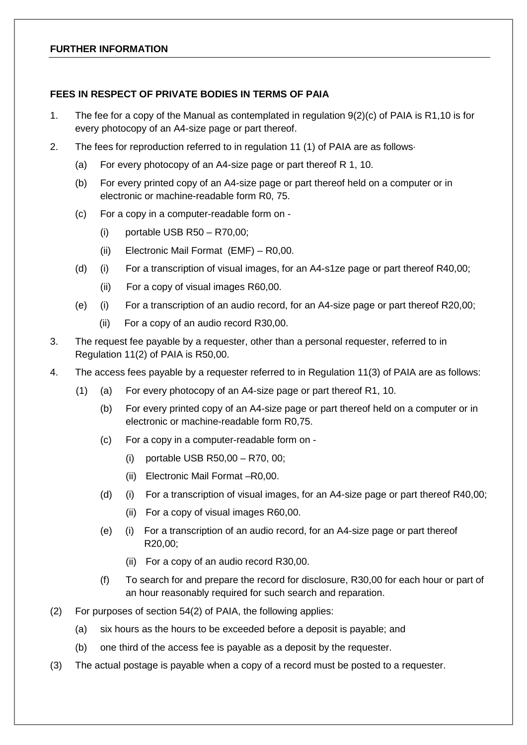**FURTHER INFORMATION**

**FEES IN RESPECT OF PRIVATE BODIES IN TERMS OF PAIA**

1. The fee for a copy of the Manual as contemplated in regulation 9(2)(c) of PAIA is R1,10 is for every photocopy of an A4-size page or part thereof.
2. The fees for reproduction referred to in regulation 11 (1) of PAIA are as follows·
   - (a) For every photocopy of an A4-size page or part thereof R 1, 10.
   - (b) For every printed copy of an A4-size page or part thereof held on a computer or in electronic or machine-readable form R0, 75.
   - (c) For a copy in a computer-readable form on -
     - (i) portable USB R50 – R70,00;
     - (ii) Electronic Mail Format (EMF) – R0,00.
   - (d) (i) For a transcription of visual images, for an A4-s1ze page or part thereof R40,00;
     - (ii) For a copy of visual images R60,00.
   - (e) (i) For a transcription of an audio record, for an A4-size page or part thereof R20,00;
     - (ii) For a copy of an audio record R30,00.
3. The request fee payable by a requester, other than a personal requester, referred to in Regulation 11(2) of PAIA is R50,00.
4. The access fees payable by a requester referred to in Regulation 11(3) of PAIA are as follows:
   - (1) (a) For every photocopy of an A4-size page or part thereof R1, 10.
     - (b) For every printed copy of an A4-size page or part thereof held on a computer or in electronic or machine-readable form R0,75.
     - (c) For a copy in a computer-readable form on -
       - (i) portable USB R50,00 – R70, 00;
       - (ii) Electronic Mail Format –R0,00.
     - (d) (i) For a transcription of visual images, for an A4-size page or part thereof R40,00;
       - (ii) For a copy of visual images R60,00.
     - (e) (i) For a transcription of an audio record, for an A4-size page or part thereof R20,00;
       - (ii) For a copy of an audio record R30,00.
     - (f) To search for and prepare the record for disclosure, R30,00 for each hour or part of an hour reasonably required for such search and reparation.

(2) For purposes of section 54(2) of PAIA, the following applies:

- (a) six hours as the hours to be exceeded before a deposit is payable; and
- (b) one third of the access fee is payable as a deposit by the requester.

(3) The actual postage is payable when a copy of a record must be posted to a requester.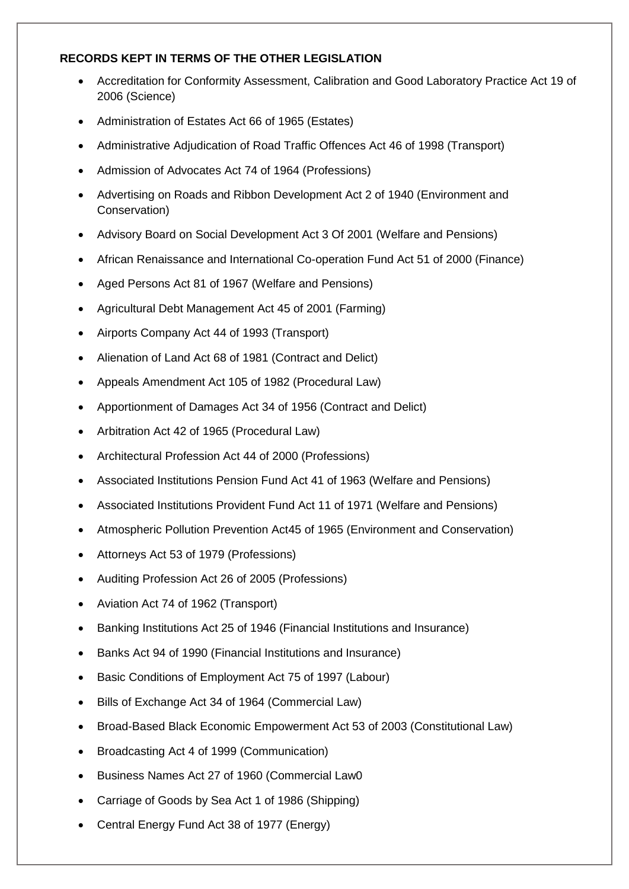**RECORDS KEPT IN TERMS OF THE OTHER LEGISLATION**

- Accreditation for Conformity Assessment, Calibration and Good Laboratory Practice Act 19 of 2006 (Science)
- Administration of Estates Act 66 of 1965 (Estates)
- Administrative Adjudication of Road Traffic Offences Act 46 of 1998 (Transport)
- Admission of Advocates Act 74 of 1964 (Professions)
- Advertising on Roads and Ribbon Development Act 2 of 1940 (Environment and Conservation)
- Advisory Board on Social Development Act 3 Of 2001 (Welfare and Pensions)
- African Renaissance and International Co-operation Fund Act 51 of 2000 (Finance)
- Aged Persons Act 81 of 1967 (Welfare and Pensions)
- Agricultural Debt Management Act 45 of 2001 (Farming)
- Airports Company Act 44 of 1993 (Transport)
- Alienation of Land Act 68 of 1981 (Contract and Delict)
- Appeals Amendment Act 105 of 1982 (Procedural Law)
- Apportionment of Damages Act 34 of 1956 (Contract and Delict)
- Arbitration Act 42 of 1965 (Procedural Law)
- Architectural Profession Act 44 of 2000 (Professions)
- Associated Institutions Pension Fund Act 41 of 1963 (Welfare and Pensions)
- Associated Institutions Provident Fund Act 11 of 1971 (Welfare and Pensions)
- Atmospheric Pollution Prevention Act45 of 1965 (Environment and Conservation)
- Attorneys Act 53 of 1979 (Professions)
- Auditing Profession Act 26 of 2005 (Professions)
- Aviation Act 74 of 1962 (Transport)
- Banking Institutions Act 25 of 1946 (Financial Institutions and Insurance)
- Banks Act 94 of 1990 (Financial Institutions and Insurance)
- Basic Conditions of Employment Act 75 of 1997 (Labour)
- Bills of Exchange Act 34 of 1964 (Commercial Law)
- Broad-Based Black Economic Empowerment Act 53 of 2003 (Constitutional Law)
- Broadcasting Act 4 of 1999 (Communication)
- Business Names Act 27 of 1960 (Commercial Law0
- Carriage of Goods by Sea Act 1 of 1986 (Shipping)
- Central Energy Fund Act 38 of 1977 (Energy)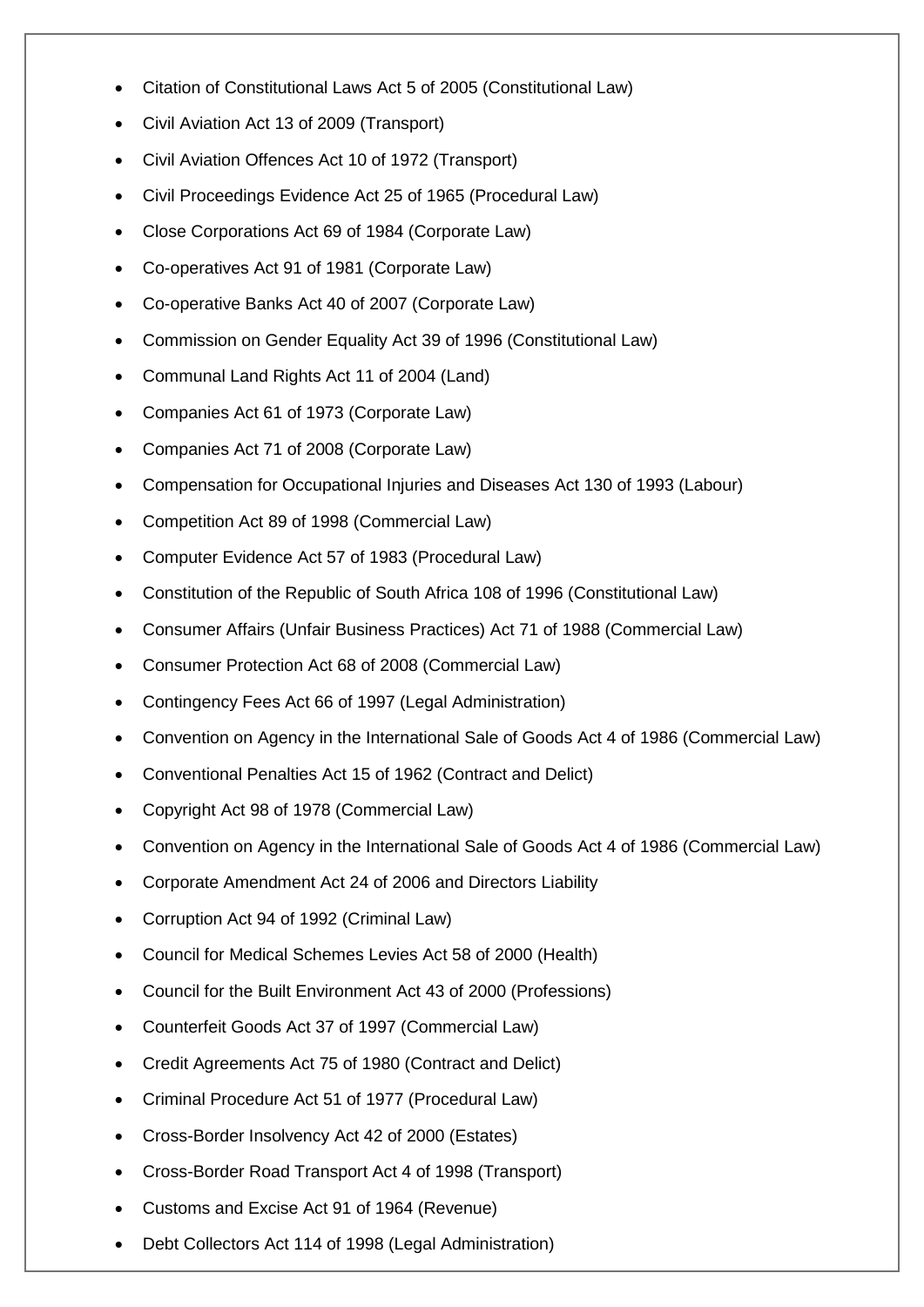- Citation of Constitutional Laws Act 5 of 2005 (Constitutional Law)
- Civil Aviation Act 13 of 2009 (Transport)
- Civil Aviation Offences Act 10 of 1972 (Transport)
- Civil Proceedings Evidence Act 25 of 1965 (Procedural Law)
- Close Corporations Act 69 of 1984 (Corporate Law)
- Co-operatives Act 91 of 1981 (Corporate Law)
- Co-operative Banks Act 40 of 2007 (Corporate Law)
- Commission on Gender Equality Act 39 of 1996 (Constitutional Law)
- Communal Land Rights Act 11 of 2004 (Land)
- Companies Act 61 of 1973 (Corporate Law)
- Companies Act 71 of 2008 (Corporate Law)
- Compensation for Occupational Injuries and Diseases Act 130 of 1993 (Labour)
- Competition Act 89 of 1998 (Commercial Law)
- Computer Evidence Act 57 of 1983 (Procedural Law)
- Constitution of the Republic of South Africa 108 of 1996 (Constitutional Law)
- Consumer Affairs (Unfair Business Practices) Act 71 of 1988 (Commercial Law)
- Consumer Protection Act 68 of 2008 (Commercial Law)
- Contingency Fees Act 66 of 1997 (Legal Administration)
- Convention on Agency in the International Sale of Goods Act 4 of 1986 (Commercial Law)
- Conventional Penalties Act 15 of 1962 (Contract and Delict)
- Copyright Act 98 of 1978 (Commercial Law)
- Convention on Agency in the International Sale of Goods Act 4 of 1986 (Commercial Law)
- Corporate Amendment Act 24 of 2006 and Directors Liability
- Corruption Act 94 of 1992 (Criminal Law)
- Council for Medical Schemes Levies Act 58 of 2000 (Health)
- Council for the Built Environment Act 43 of 2000 (Professions)
- Counterfeit Goods Act 37 of 1997 (Commercial Law)
- Credit Agreements Act 75 of 1980 (Contract and Delict)
- Criminal Procedure Act 51 of 1977 (Procedural Law)
- Cross-Border Insolvency Act 42 of 2000 (Estates)
- Cross-Border Road Transport Act 4 of 1998 (Transport)
- Customs and Excise Act 91 of 1964 (Revenue)
- Debt Collectors Act 114 of 1998 (Legal Administration)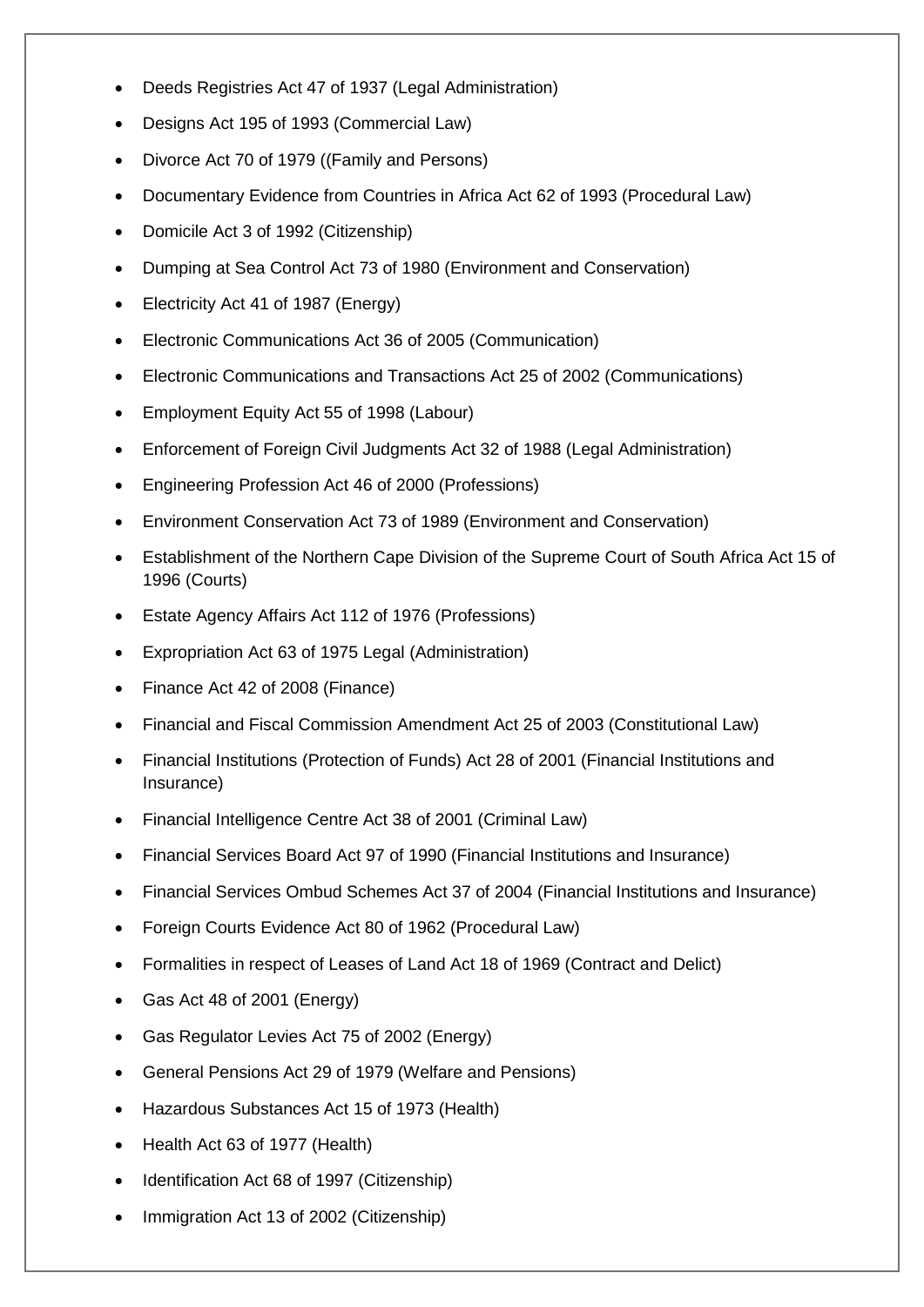- Deeds Registries Act 47 of 1937 (Legal Administration)
- Designs Act 195 of 1993 (Commercial Law)
- Divorce Act 70 of 1979 ((Family and Persons)
- Documentary Evidence from Countries in Africa Act 62 of 1993 (Procedural Law)
- Domicile Act 3 of 1992 (Citizenship)
- Dumping at Sea Control Act 73 of 1980 (Environment and Conservation)
- Electricity Act 41 of 1987 (Energy)
- Electronic Communications Act 36 of 2005 (Communication)
- Electronic Communications and Transactions Act 25 of 2002 (Communications)
- Employment Equity Act 55 of 1998 (Labour)
- Enforcement of Foreign Civil Judgments Act 32 of 1988 (Legal Administration)
- Engineering Profession Act 46 of 2000 (Professions)
- Environment Conservation Act 73 of 1989 (Environment and Conservation)
- Establishment of the Northern Cape Division of the Supreme Court of South Africa Act 15 of 1996 (Courts)
- Estate Agency Affairs Act 112 of 1976 (Professions)
- Expropriation Act 63 of 1975 Legal (Administration)
- Finance Act 42 of 2008 (Finance)
- Financial and Fiscal Commission Amendment Act 25 of 2003 (Constitutional Law)
- Financial Institutions (Protection of Funds) Act 28 of 2001 (Financial Institutions and Insurance)
- Financial Intelligence Centre Act 38 of 2001 (Criminal Law)
- Financial Services Board Act 97 of 1990 (Financial Institutions and Insurance)
- Financial Services Ombud Schemes Act 37 of 2004 (Financial Institutions and Insurance)
- Foreign Courts Evidence Act 80 of 1962 (Procedural Law)
- Formalities in respect of Leases of Land Act 18 of 1969 (Contract and Delict)
- Gas Act 48 of 2001 (Energy)
- Gas Regulator Levies Act 75 of 2002 (Energy)
- General Pensions Act 29 of 1979 (Welfare and Pensions)
- Hazardous Substances Act 15 of 1973 (Health)
- Health Act 63 of 1977 (Health)
- Identification Act 68 of 1997 (Citizenship)
- Immigration Act 13 of 2002 (Citizenship)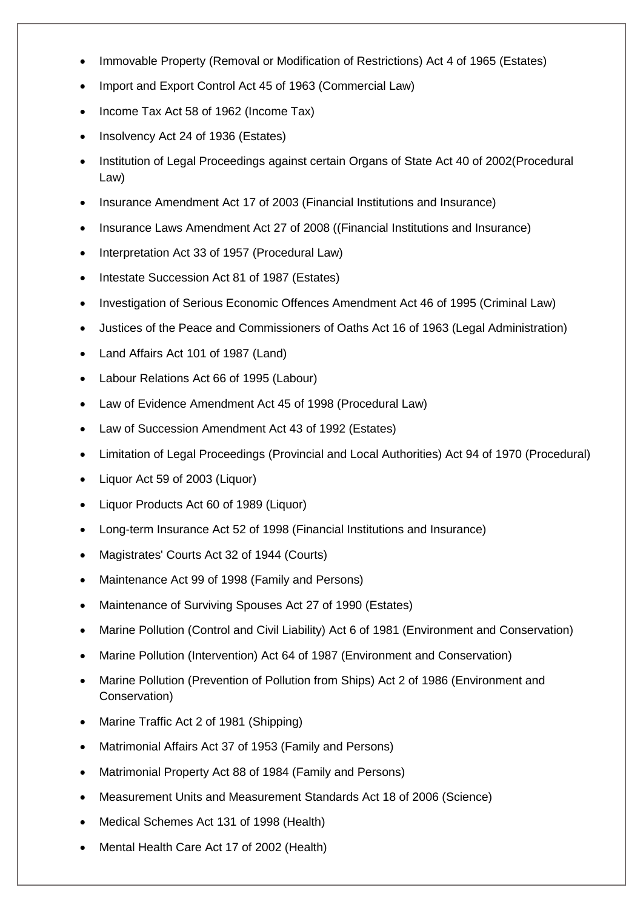- Immovable Property (Removal or Modification of Restrictions) Act 4 of 1965 (Estates)
- Import and Export Control Act 45 of 1963 (Commercial Law)
- Income Tax Act 58 of 1962 (Income Tax)
- Insolvency Act 24 of 1936 (Estates)
- Institution of Legal Proceedings against certain Organs of State Act 40 of 2002(Procedural Law)
- Insurance Amendment Act 17 of 2003 (Financial Institutions and Insurance)
- Insurance Laws Amendment Act 27 of 2008 ((Financial Institutions and Insurance)
- Interpretation Act 33 of 1957 (Procedural Law)
- Intestate Succession Act 81 of 1987 (Estates)
- Investigation of Serious Economic Offences Amendment Act 46 of 1995 (Criminal Law)
- Justices of the Peace and Commissioners of Oaths Act 16 of 1963 (Legal Administration)
- Land Affairs Act 101 of 1987 (Land)
- Labour Relations Act 66 of 1995 (Labour)
- Law of Evidence Amendment Act 45 of 1998 (Procedural Law)
- Law of Succession Amendment Act 43 of 1992 (Estates)
- Limitation of Legal Proceedings (Provincial and Local Authorities) Act 94 of 1970 (Procedural)
- Liquor Act 59 of 2003 (Liquor)
- Liquor Products Act 60 of 1989 (Liquor)
- Long-term Insurance Act 52 of 1998 (Financial Institutions and Insurance)
- Magistrates' Courts Act 32 of 1944 (Courts)
- Maintenance Act 99 of 1998 (Family and Persons)
- Maintenance of Surviving Spouses Act 27 of 1990 (Estates)
- Marine Pollution (Control and Civil Liability) Act 6 of 1981 (Environment and Conservation)
- Marine Pollution (Intervention) Act 64 of 1987 (Environment and Conservation)
- Marine Pollution (Prevention of Pollution from Ships) Act 2 of 1986 (Environment and Conservation)
- Marine Traffic Act 2 of 1981 (Shipping)
- Matrimonial Affairs Act 37 of 1953 (Family and Persons)
- Matrimonial Property Act 88 of 1984 (Family and Persons)
- Measurement Units and Measurement Standards Act 18 of 2006 (Science)
- Medical Schemes Act 131 of 1998 (Health)
- Mental Health Care Act 17 of 2002 (Health)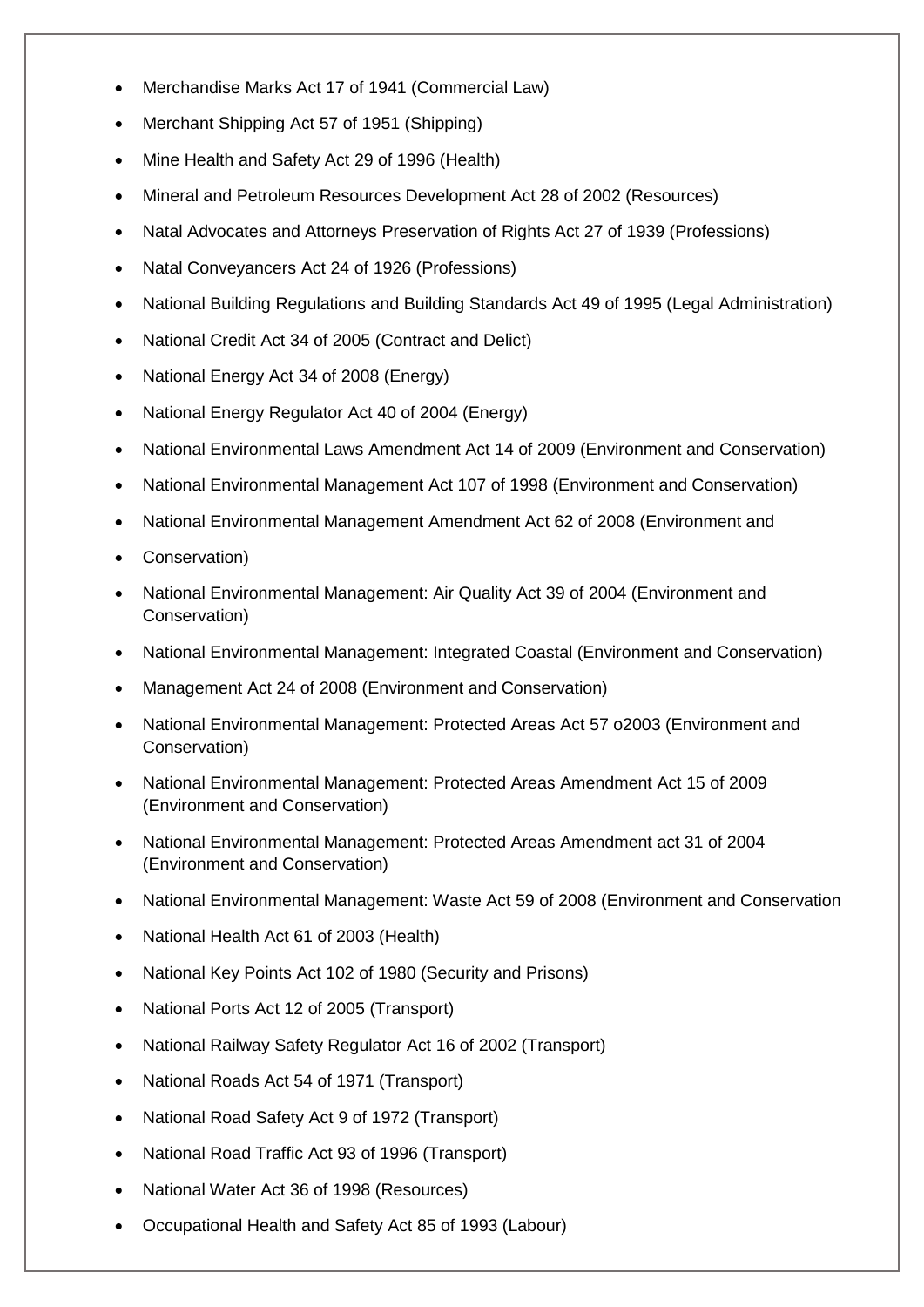- Merchandise Marks Act 17 of 1941 (Commercial Law)
- Merchant Shipping Act 57 of 1951 (Shipping)
- Mine Health and Safety Act 29 of 1996 (Health)
- Mineral and Petroleum Resources Development Act 28 of 2002 (Resources)
- Natal Advocates and Attorneys Preservation of Rights Act 27 of 1939 (Professions)
- Natal Conveyancers Act 24 of 1926 (Professions)
- National Building Regulations and Building Standards Act 49 of 1995 (Legal Administration)
- National Credit Act 34 of 2005 (Contract and Delict)
- National Energy Act 34 of 2008 (Energy)
- National Energy Regulator Act 40 of 2004 (Energy)
- National Environmental Laws Amendment Act 14 of 2009 (Environment and Conservation)
- National Environmental Management Act 107 of 1998 (Environment and Conservation)
- National Environmental Management Amendment Act 62 of 2008 (Environment and
- Conservation)
- National Environmental Management: Air Quality Act 39 of 2004 (Environment and Conservation)
- National Environmental Management: Integrated Coastal (Environment and Conservation)
- Management Act 24 of 2008 (Environment and Conservation)
- National Environmental Management: Protected Areas Act 57 o2003 (Environment and Conservation)
- National Environmental Management: Protected Areas Amendment Act 15 of 2009 (Environment and Conservation)
- National Environmental Management: Protected Areas Amendment act 31 of 2004 (Environment and Conservation)
- National Environmental Management: Waste Act 59 of 2008 (Environment and Conservation
- National Health Act 61 of 2003 (Health)
- National Key Points Act 102 of 1980 (Security and Prisons)
- National Ports Act 12 of 2005 (Transport)
- National Railway Safety Regulator Act 16 of 2002 (Transport)
- National Roads Act 54 of 1971 (Transport)
- National Road Safety Act 9 of 1972 (Transport)
- National Road Traffic Act 93 of 1996 (Transport)
- National Water Act 36 of 1998 (Resources)
- Occupational Health and Safety Act 85 of 1993 (Labour)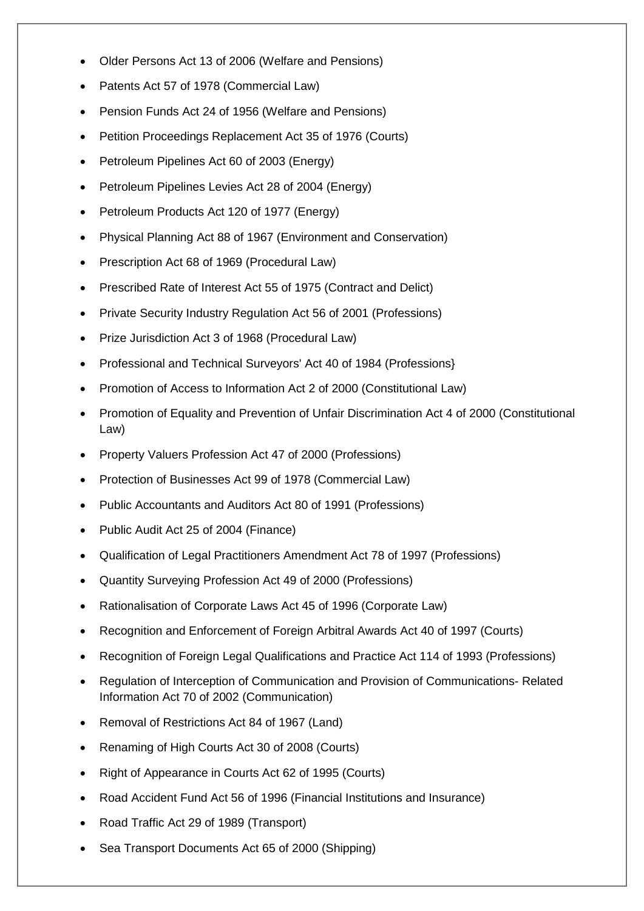- Older Persons Act 13 of 2006 (Welfare and Pensions)
- Patents Act 57 of 1978 (Commercial Law)
- Pension Funds Act 24 of 1956 (Welfare and Pensions)
- Petition Proceedings Replacement Act 35 of 1976 (Courts)
- Petroleum Pipelines Act 60 of 2003 (Energy)
- Petroleum Pipelines Levies Act 28 of 2004 (Energy)
- Petroleum Products Act 120 of 1977 (Energy)
- Physical Planning Act 88 of 1967 (Environment and Conservation)
- Prescription Act 68 of 1969 (Procedural Law)
- Prescribed Rate of Interest Act 55 of 1975 (Contract and Delict)
- Private Security Industry Regulation Act 56 of 2001 (Professions)
- Prize Jurisdiction Act 3 of 1968 (Procedural Law)
- Professional and Technical Surveyors' Act 40 of 1984 (Professions}
- Promotion of Access to Information Act 2 of 2000 (Constitutional Law)
- Promotion of Equality and Prevention of Unfair Discrimination Act 4 of 2000 (Constitutional Law)
- Property Valuers Profession Act 47 of 2000 (Professions)
- Protection of Businesses Act 99 of 1978 (Commercial Law)
- Public Accountants and Auditors Act 80 of 1991 (Professions)
- Public Audit Act 25 of 2004 (Finance)
- Qualification of Legal Practitioners Amendment Act 78 of 1997 (Professions)
- Quantity Surveying Profession Act 49 of 2000 (Professions)
- Rationalisation of Corporate Laws Act 45 of 1996 (Corporate Law)
- Recognition and Enforcement of Foreign Arbitral Awards Act 40 of 1997 (Courts)
- Recognition of Foreign Legal Qualifications and Practice Act 114 of 1993 (Professions)
- Regulation of Interception of Communication and Provision of Communications- Related Information Act 70 of 2002 (Communication)
- Removal of Restrictions Act 84 of 1967 (Land)
- Renaming of High Courts Act 30 of 2008 (Courts)
- Right of Appearance in Courts Act 62 of 1995 (Courts)
- Road Accident Fund Act 56 of 1996 (Financial Institutions and Insurance)
- Road Traffic Act 29 of 1989 (Transport)
- Sea Transport Documents Act 65 of 2000 (Shipping)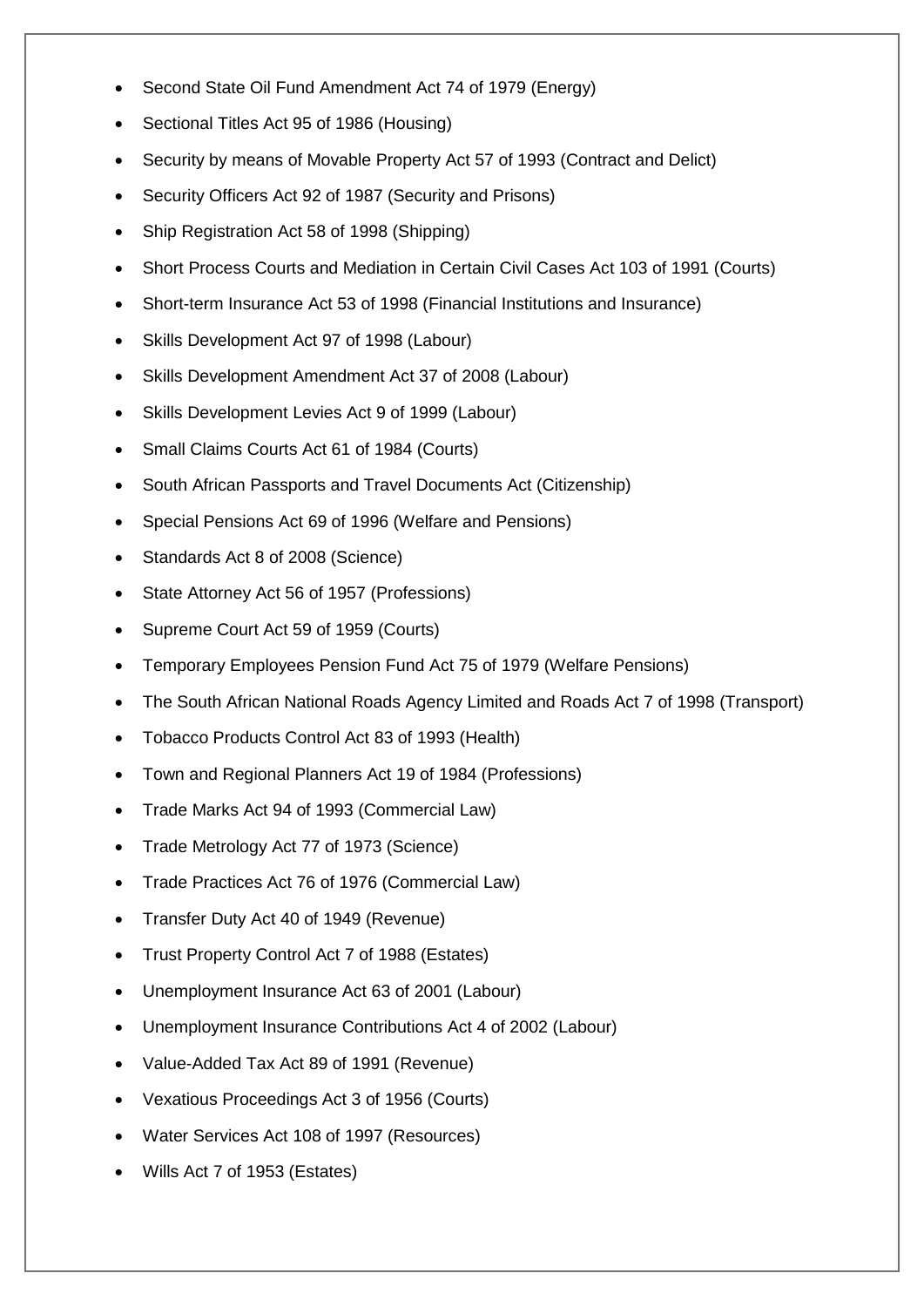- Second State Oil Fund Amendment Act 74 of 1979 (Energy)
- Sectional Titles Act 95 of 1986 (Housing)
- Security by means of Movable Property Act 57 of 1993 (Contract and Delict)
- Security Officers Act 92 of 1987 (Security and Prisons)
- Ship Registration Act 58 of 1998 (Shipping)
- Short Process Courts and Mediation in Certain Civil Cases Act 103 of 1991 (Courts)
- Short-term Insurance Act 53 of 1998 (Financial Institutions and Insurance)
- Skills Development Act 97 of 1998 (Labour)
- Skills Development Amendment Act 37 of 2008 (Labour)
- Skills Development Levies Act 9 of 1999 (Labour)
- Small Claims Courts Act 61 of 1984 (Courts)
- South African Passports and Travel Documents Act (Citizenship)
- Special Pensions Act 69 of 1996 (Welfare and Pensions)
- Standards Act 8 of 2008 (Science)
- State Attorney Act 56 of 1957 (Professions)
- Supreme Court Act 59 of 1959 (Courts)
- Temporary Employees Pension Fund Act 75 of 1979 (Welfare Pensions)
- The South African National Roads Agency Limited and Roads Act 7 of 1998 (Transport)
- Tobacco Products Control Act 83 of 1993 (Health)
- Town and Regional Planners Act 19 of 1984 (Professions)
- Trade Marks Act 94 of 1993 (Commercial Law)
- Trade Metrology Act 77 of 1973 (Science)
- Trade Practices Act 76 of 1976 (Commercial Law)
- Transfer Duty Act 40 of 1949 (Revenue)
- Trust Property Control Act 7 of 1988 (Estates)
- Unemployment Insurance Act 63 of 2001 (Labour)
- Unemployment Insurance Contributions Act 4 of 2002 (Labour)
- Value-Added Tax Act 89 of 1991 (Revenue)
- Vexatious Proceedings Act 3 of 1956 (Courts)
- Water Services Act 108 of 1997 (Resources)
- Wills Act 7 of 1953 (Estates)